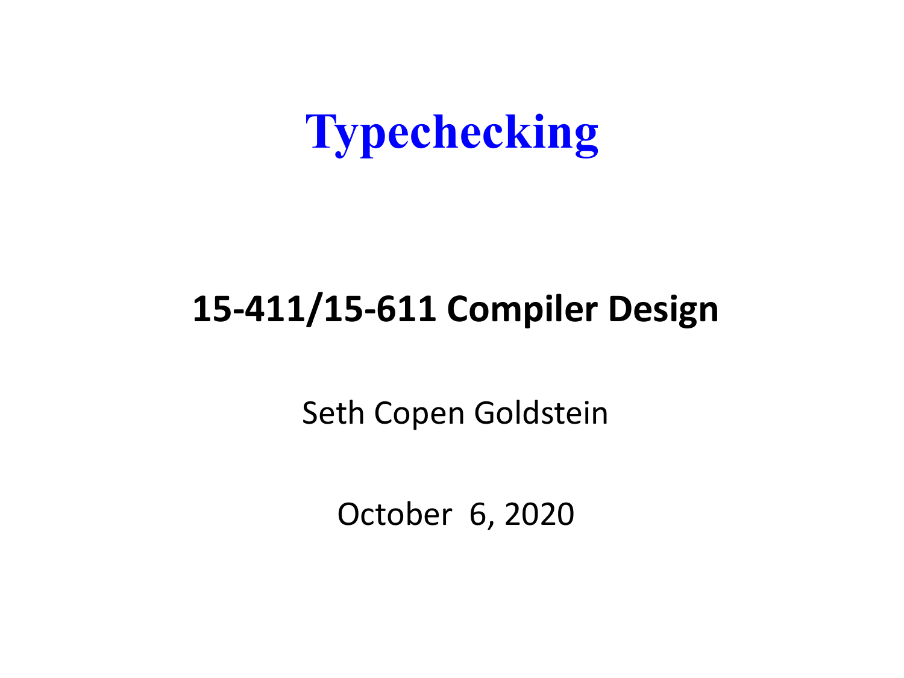# Typechecking

**15-411/15-611 Compiler Design**

Seth Copen Goldstein

October 6, 2020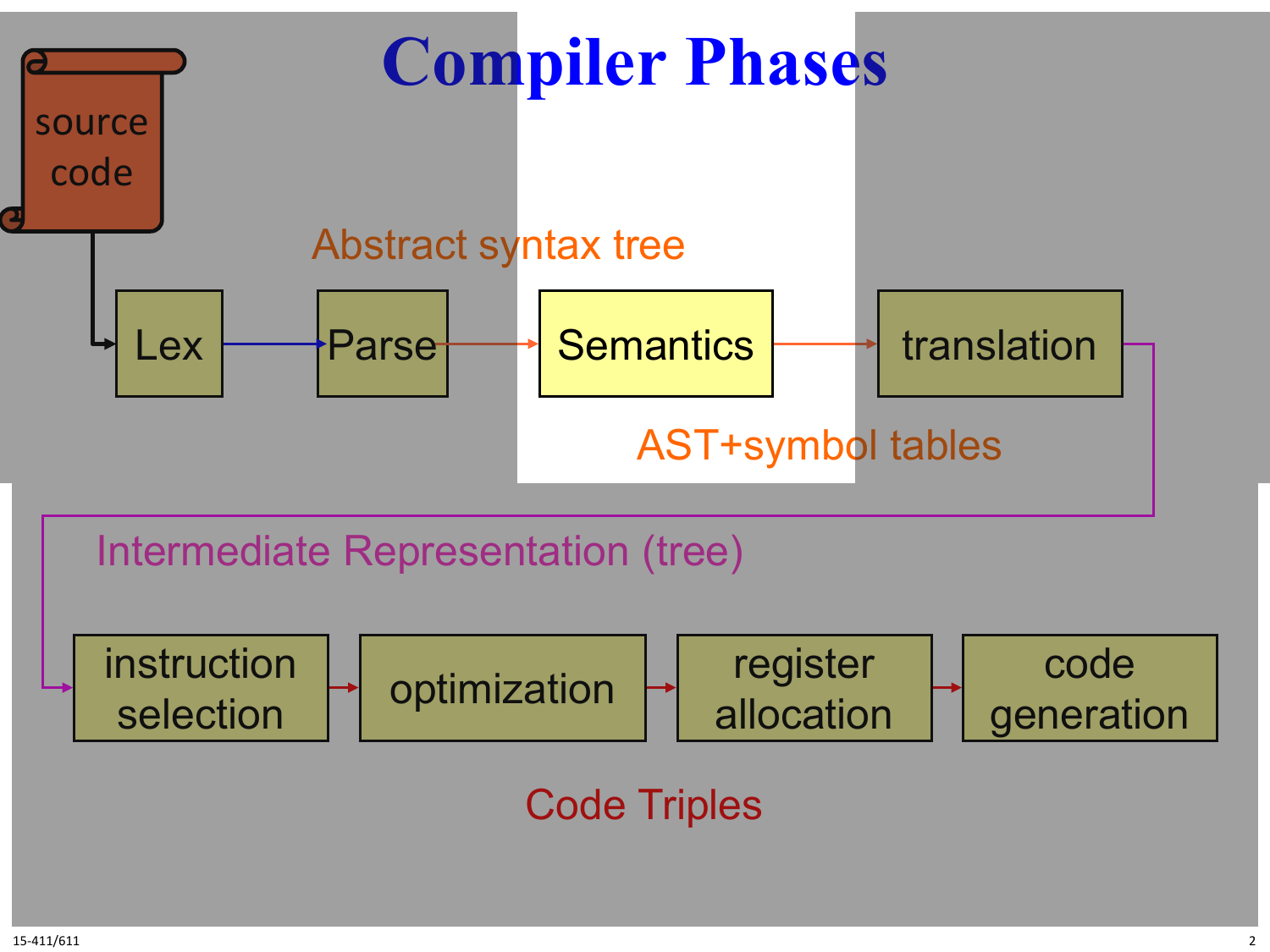# Compiler Phases

source code

Lex → Parse → Semantics → translation

Abstract syntax tree

AST+symbol tables

Intermediate Representation (tree)

instruction selection → optimization → register allocation → code generation

Code Triples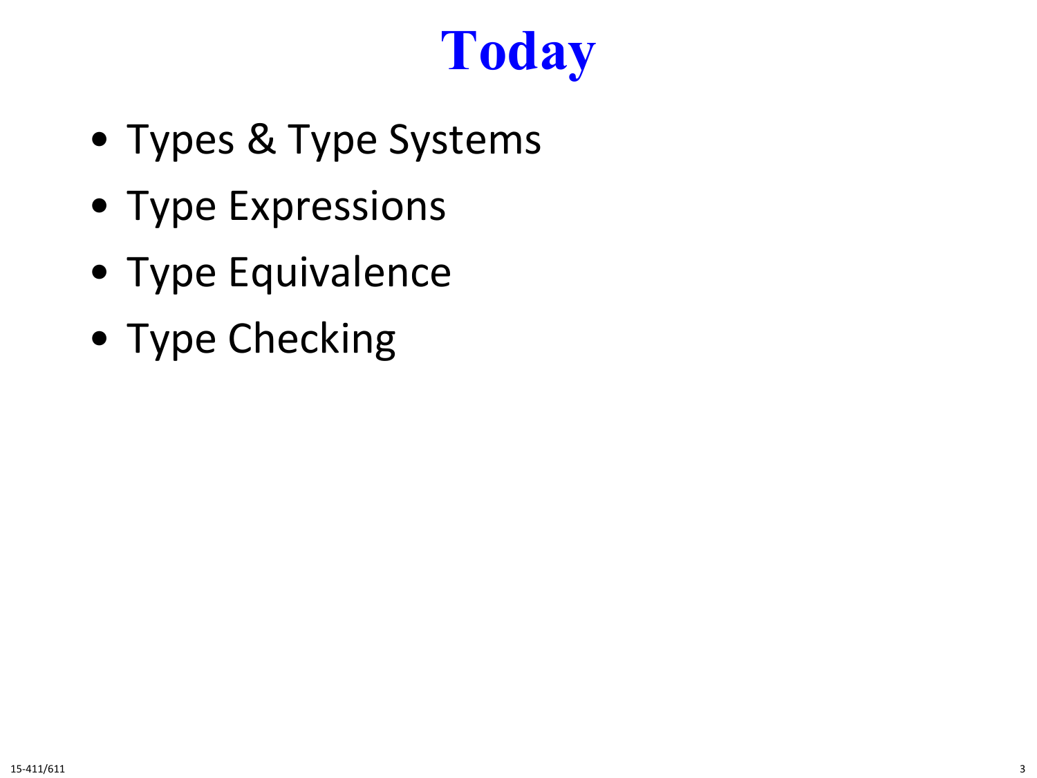# Today

- Types & Type Systems
- Type Expressions
- Type Equivalence
- Type Checking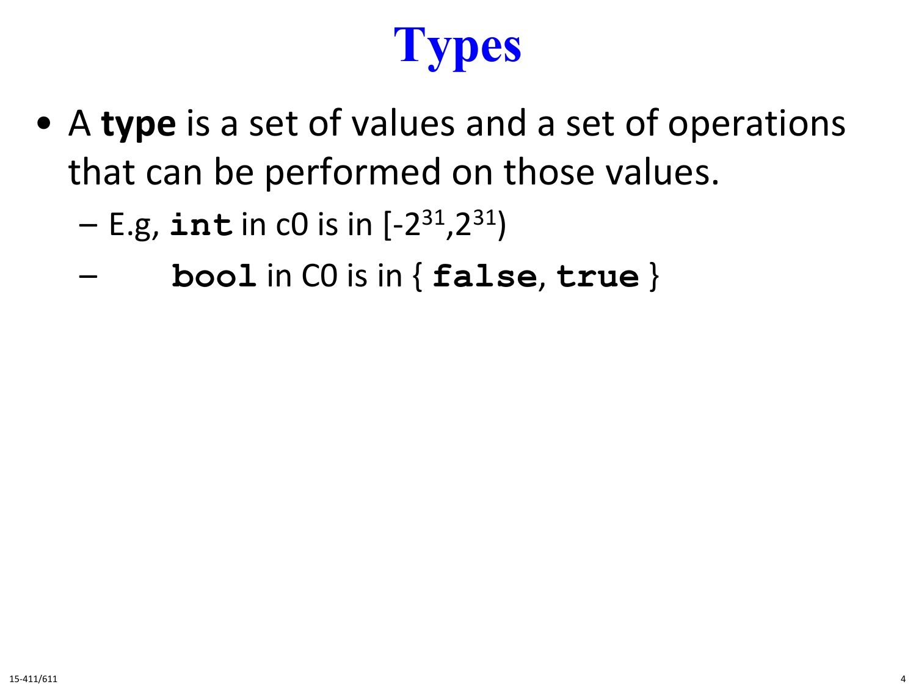# Types

- A **type** is a set of values and a set of operations that can be performed on those values.
  - E.g, `int` in c0 is in $[-2^{31}, 2^{31})$
  - `bool` in C0 is in { `false`, `true` }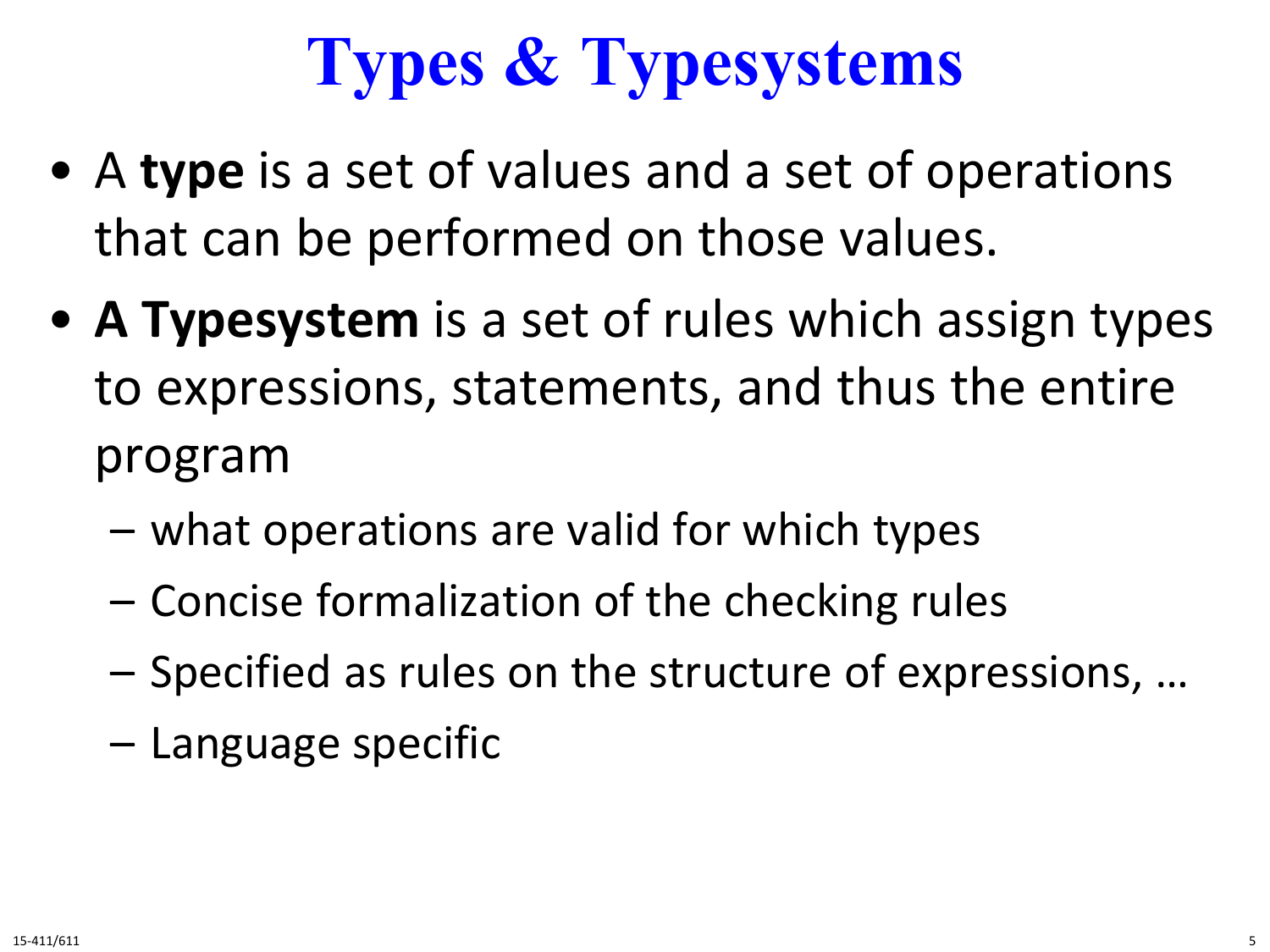# Types & Typesystems

- A **type** is a set of values and a set of operations that can be performed on those values.
- **A Typesystem** is a set of rules which assign types to expressions, statements, and thus the entire program
  - what operations are valid for which types
  - Concise formalization of the checking rules
  - Specified as rules on the structure of expressions, …
  - Language specific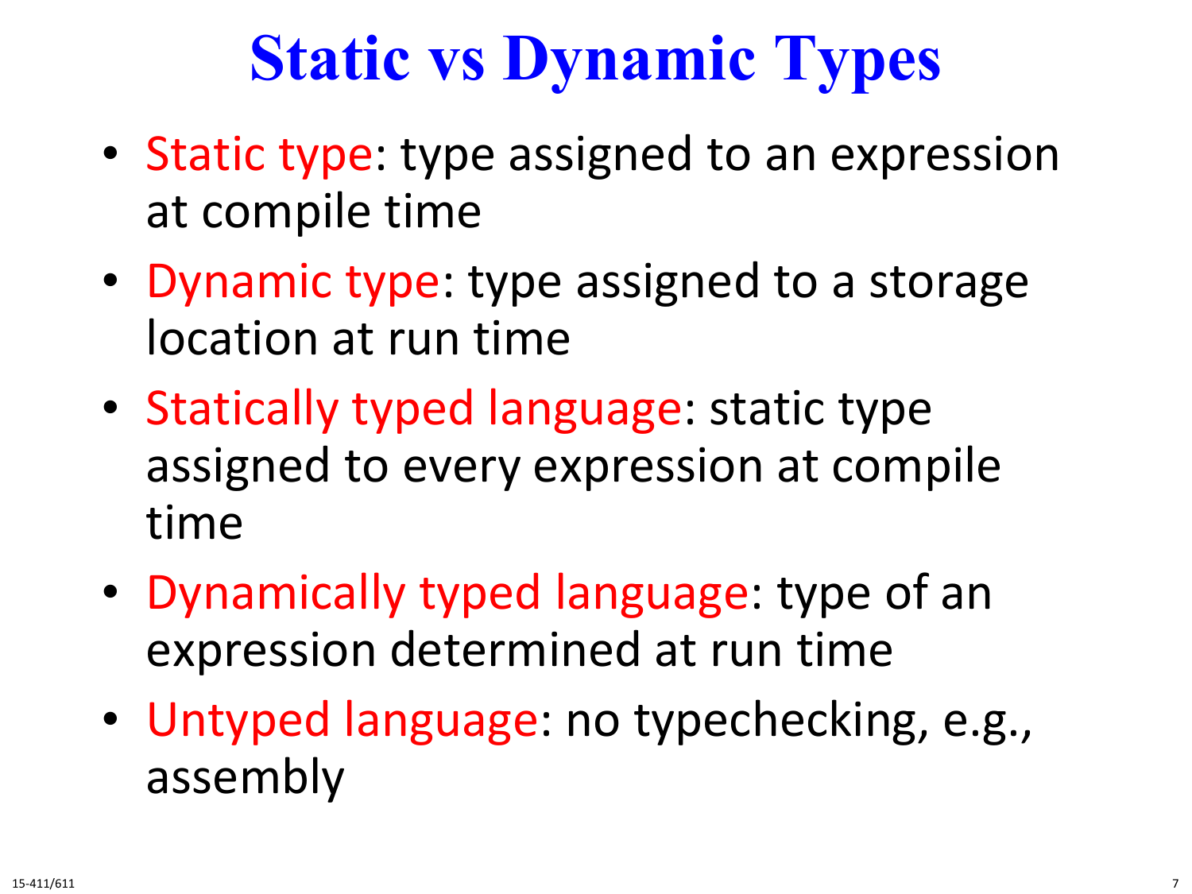# Static vs Dynamic Types

- Static type: type assigned to an expression at compile time
- Dynamic type: type assigned to a storage location at run time
- Statically typed language: static type assigned to every expression at compile time
- Dynamically typed language: type of an expression determined at run time
- Untyped language: no typechecking, e.g., assembly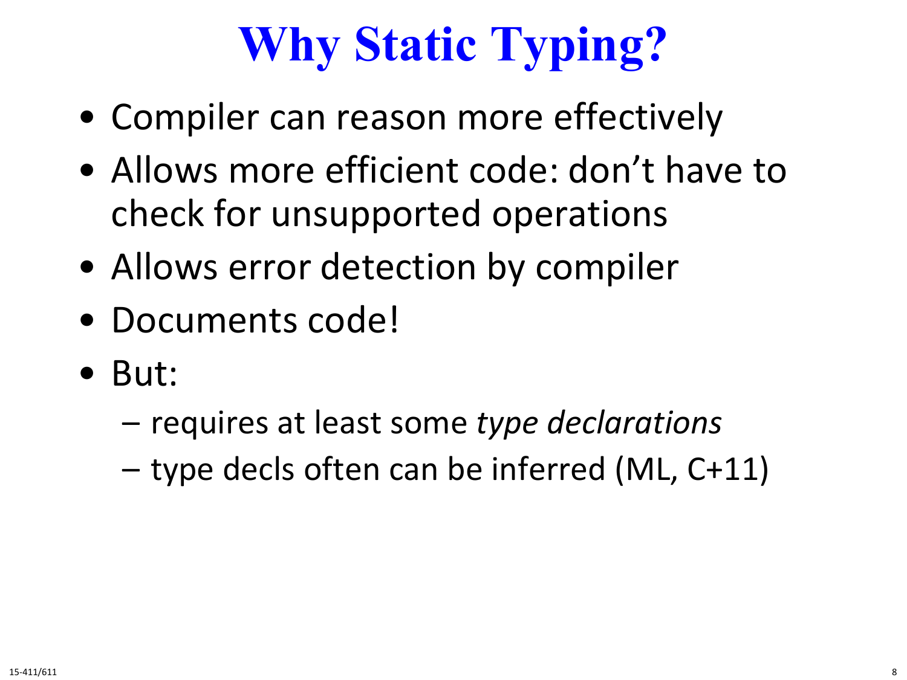# Why Static Typing?

- Compiler can reason more effectively
- Allows more efficient code: don't have to check for unsupported operations
- Allows error detection by compiler
- Documents code!
- But:
  - requires at least some *type declarations*
  - type decls often can be inferred (ML, C+11)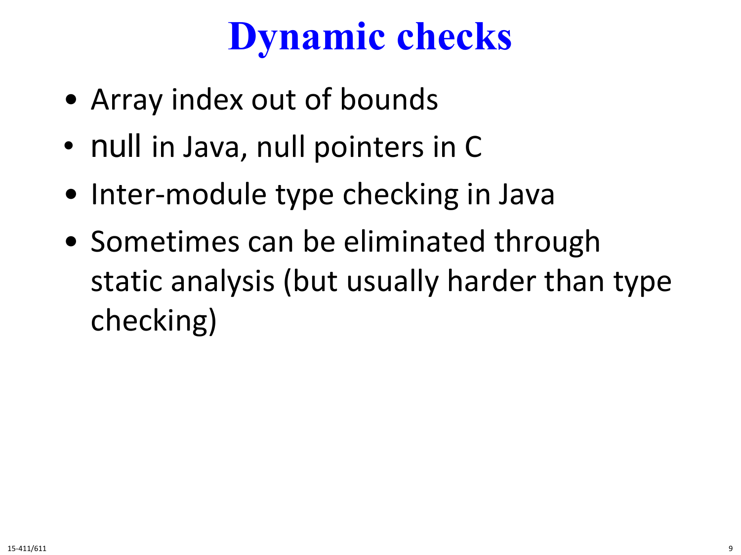# Dynamic checks

- Array index out of bounds
- null in Java, null pointers in C
- Inter-module type checking in Java
- Sometimes can be eliminated through static analysis (but usually harder than type checking)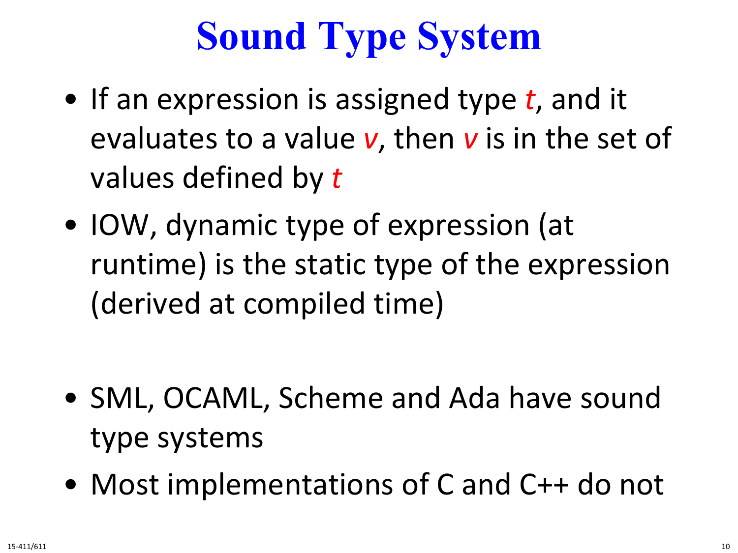# Sound Type System

- If an expression is assigned type *t*, and it evaluates to a value *v*, then *v* is in the set of values defined by *t*
- IOW, dynamic type of expression (at runtime) is the static type of the expression (derived at compiled time)

- SML, OCAML, Scheme and Ada have sound type systems
- Most implementations of C and C++ do not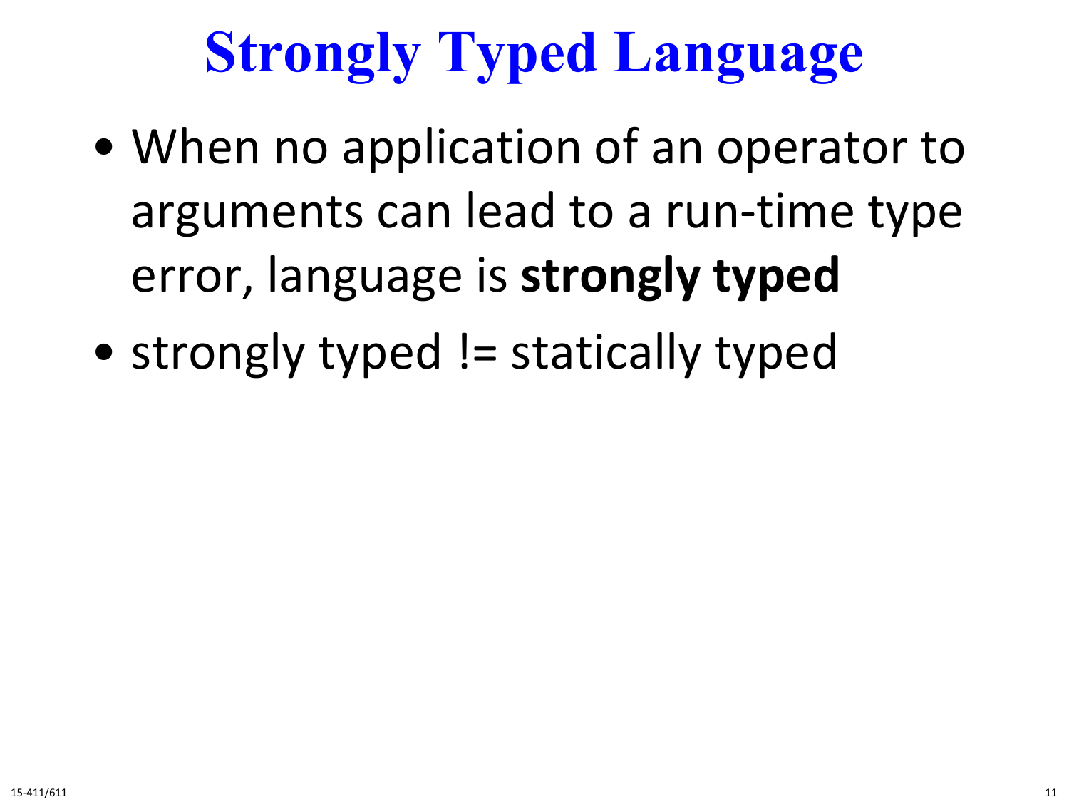# Strongly Typed Language

- When no application of an operator to arguments can lead to a run-time type error, language is **strongly typed**
- strongly typed != statically typed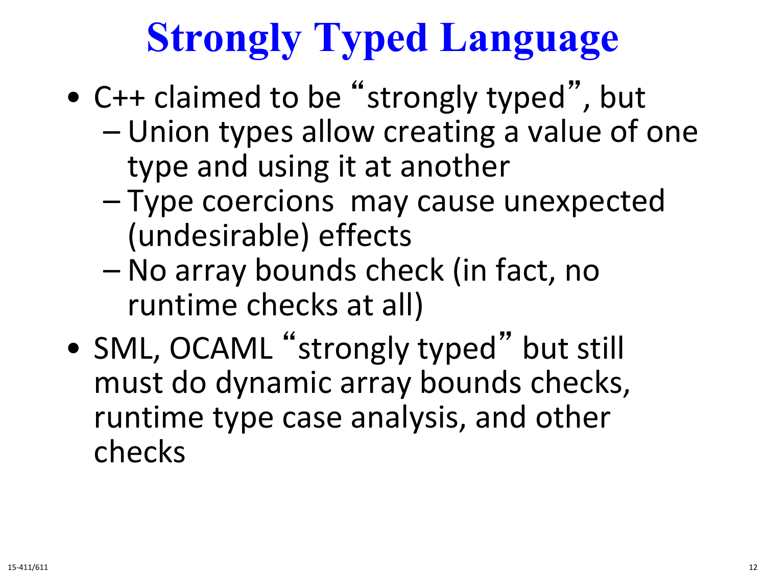# Strongly Typed Language

- C++ claimed to be "strongly typed", but
  - Union types allow creating a value of one type and using it at another
  - Type coercions may cause unexpected (undesirable) effects
  - No array bounds check (in fact, no runtime checks at all)
- SML, OCAML "strongly typed" but still must do dynamic array bounds checks, runtime type case analysis, and other checks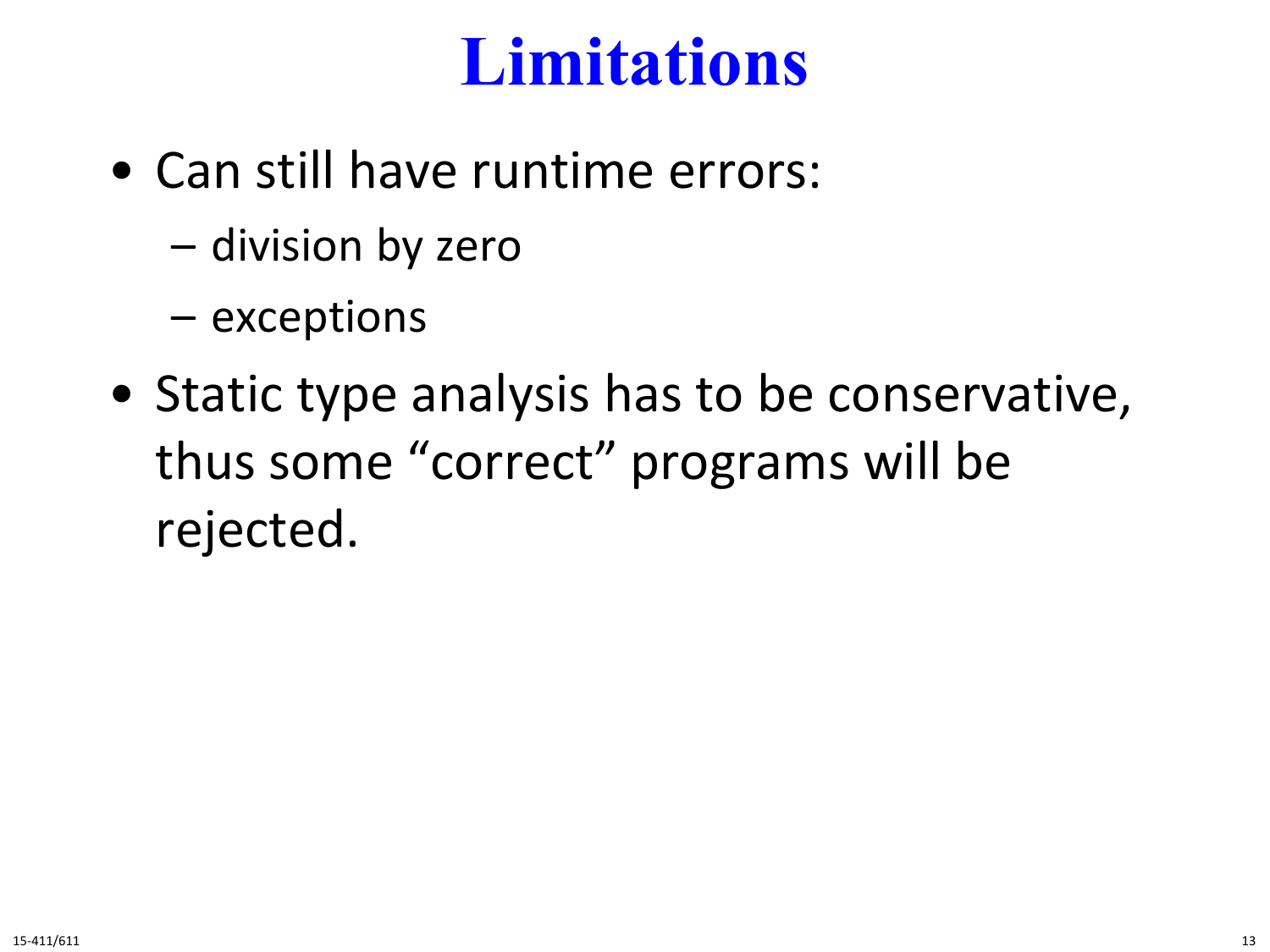# Limitations

- Can still have runtime errors:
  - division by zero
  - exceptions
- Static type analysis has to be conservative, thus some "correct" programs will be rejected.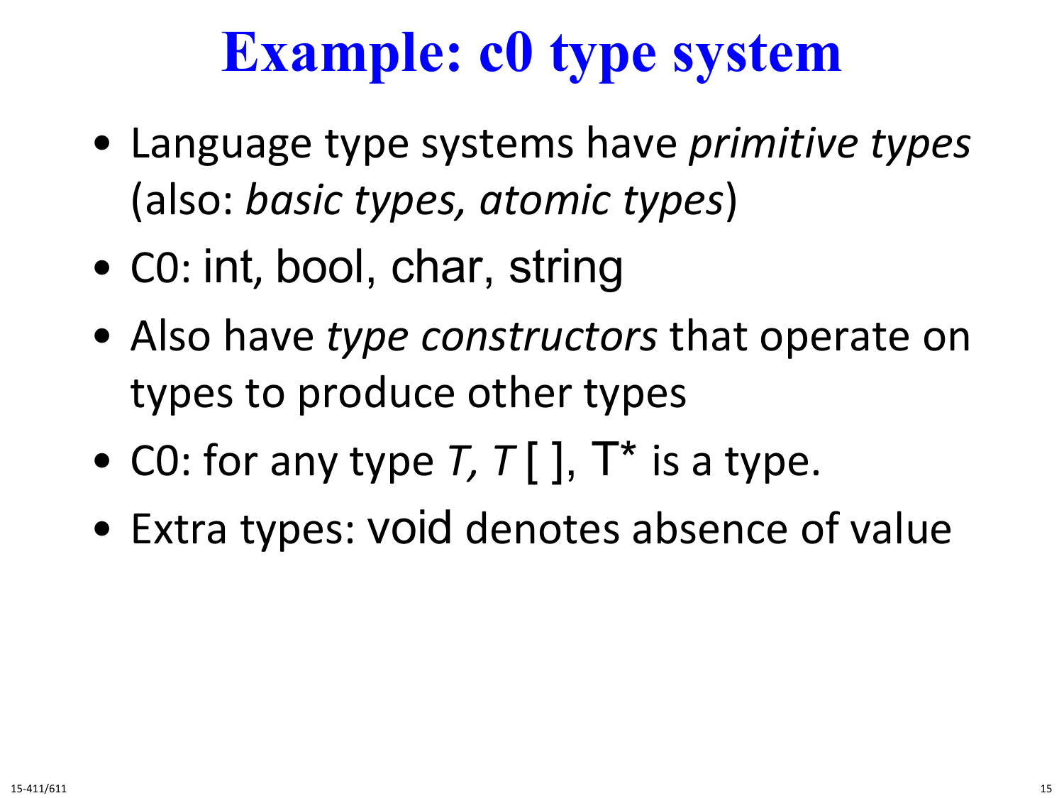# Example: c0 type system

- Language type systems have *primitive types* (also: *basic types, atomic types*)
- C0: int, bool, char, string
- Also have *type constructors* that operate on types to produce other types
- C0: for any type *T, T* [ ], T* is a type.
- Extra types: void denotes absence of value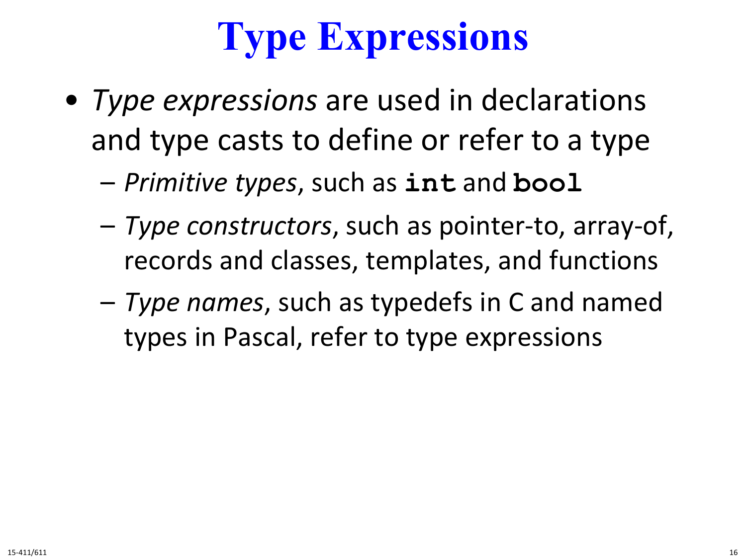# Type Expressions

- *Type expressions* are used in declarations and type casts to define or refer to a type
  - *Primitive types*, such as `int` and `bool`
  - *Type constructors*, such as pointer-to, array-of, records and classes, templates, and functions
  - *Type names*, such as typedefs in C and named types in Pascal, refer to type expressions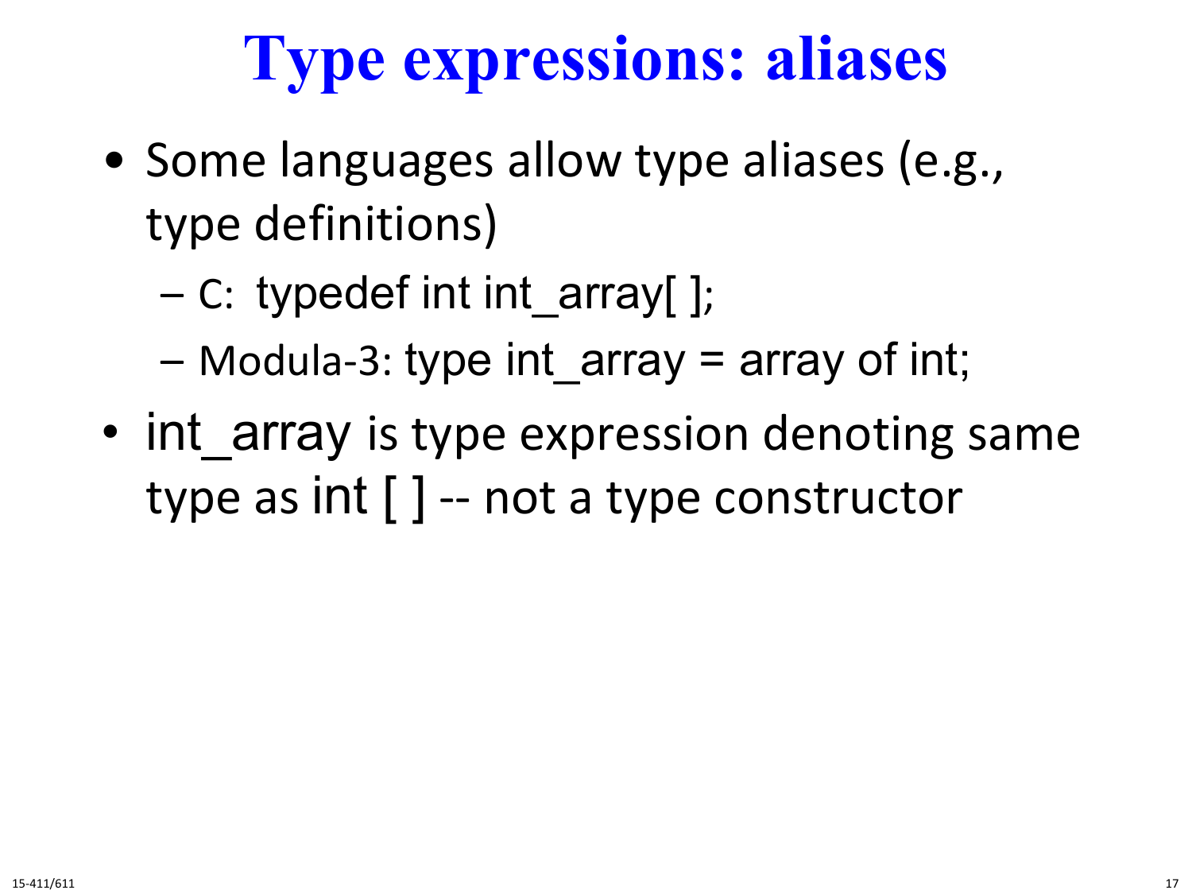# Type expressions: aliases

- Some languages allow type aliases (e.g., type definitions)
  - C: typedef int int_array[ ];
  - Modula-3: type int_array = array of int;
- int_array is type expression denoting same type as int [ ] -- not a type constructor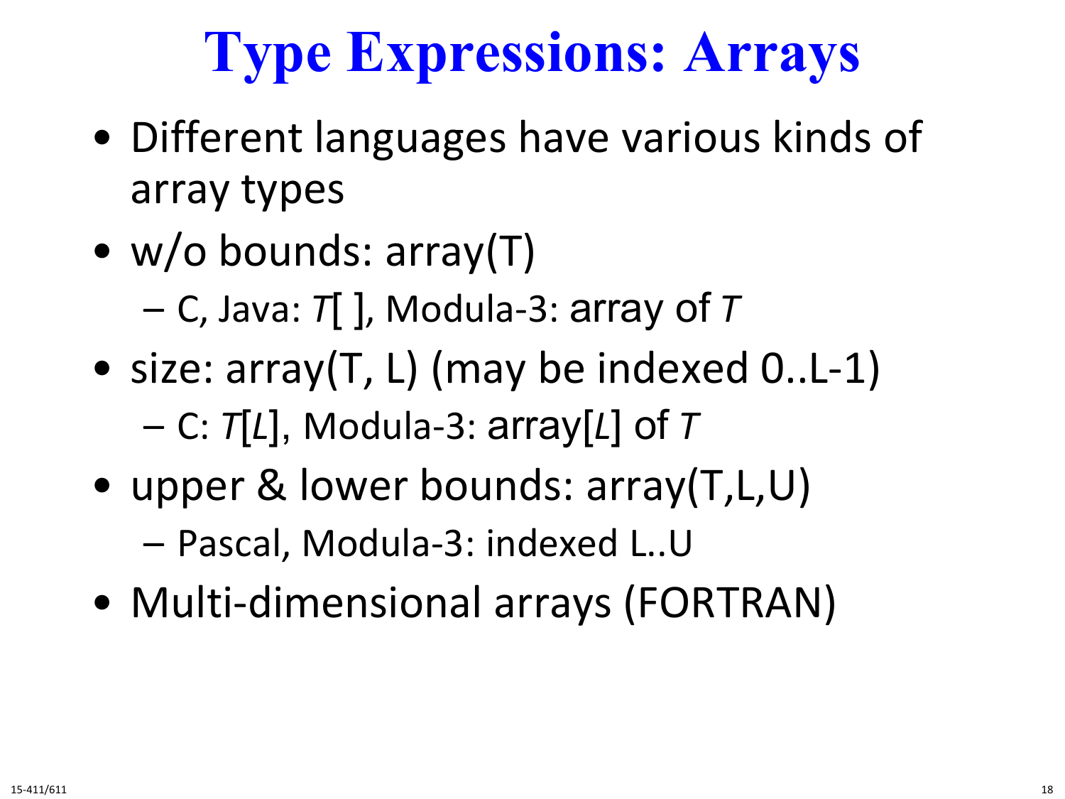# Type Expressions: Arrays

- Different languages have various kinds of array types
- w/o bounds: array(T)
  - C, Java: *T*[ ], Modula-3: array of *T*
- size: array(T, L) (may be indexed 0..L-1)
  - C: *T*[*L*], Modula-3: array[*L*] of *T*
- upper & lower bounds: array(T,L,U)
  - Pascal, Modula-3: indexed L..U
- Multi-dimensional arrays (FORTRAN)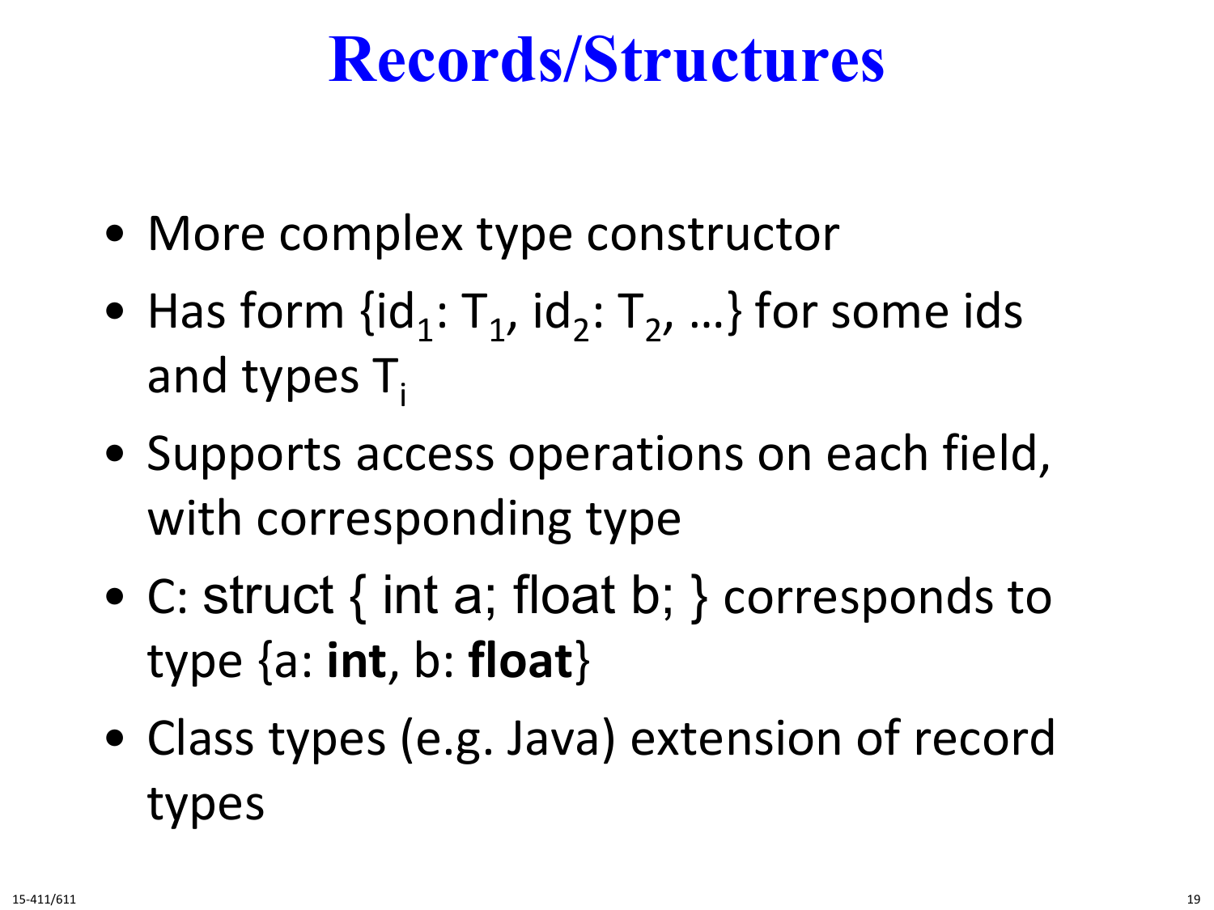# Records/Structures

- More complex type constructor
- Has form {$id_1$: $T_1$, $id_2$: $T_2$, …} for some ids and types $T_i$
- Supports access operations on each field, with corresponding type
- C: struct { int a; float b; } corresponds to type {a: **int**, b: **float**}
- Class types (e.g. Java) extension of record types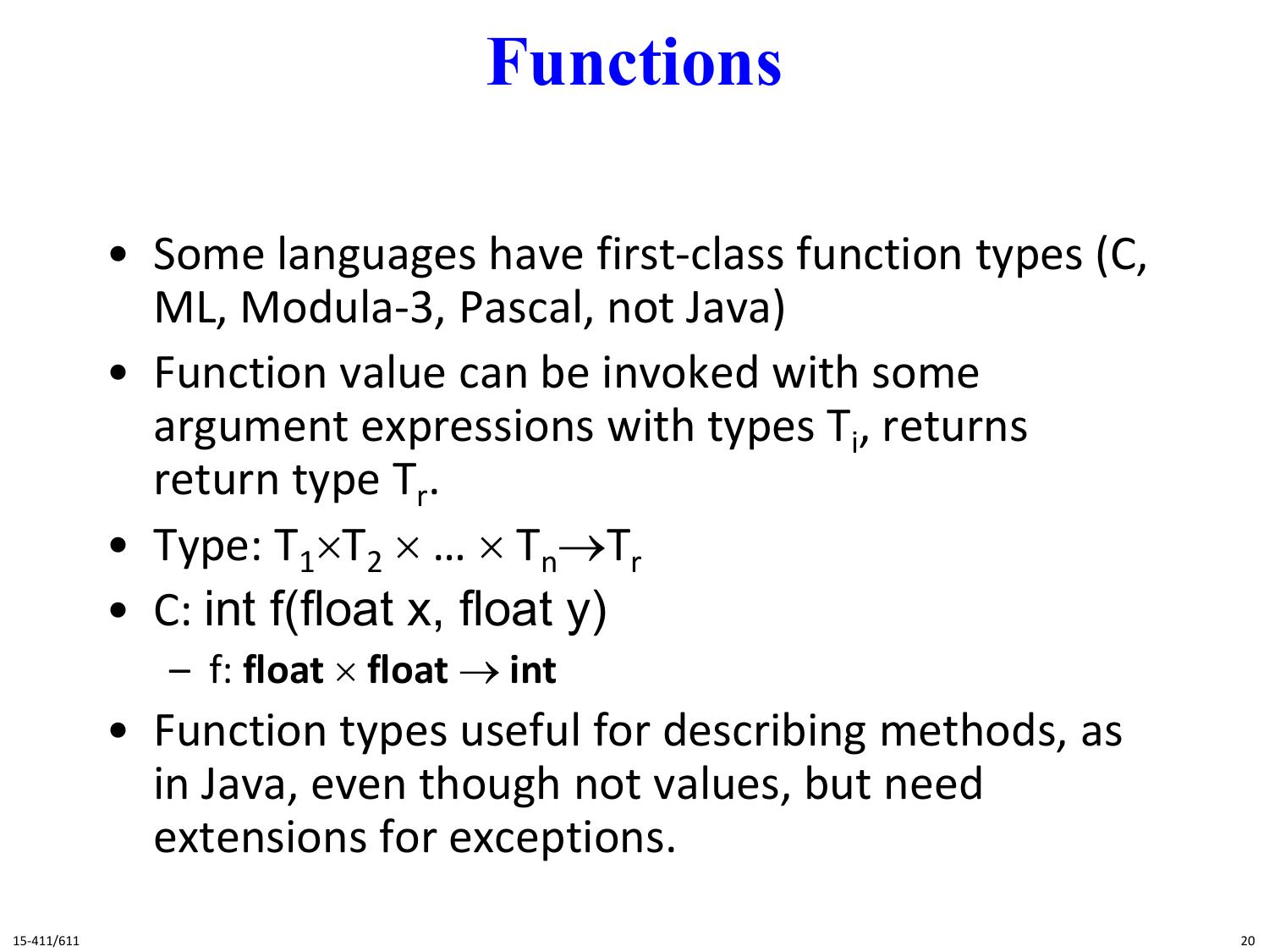# Functions

- Some languages have first-class function types (C, ML, Modula-3, Pascal, not Java)
- Function value can be invoked with some argument expressions with types $T_i$, returns return type $T_r$.
- Type: $T_1 \times T_2 \times \ldots \times T_n \rightarrow T_r$
- C: int f(float x, float y)
  - f: **float** $\times$ **float** $\rightarrow$ **int**
- Function types useful for describing methods, as in Java, even though not values, but need extensions for exceptions.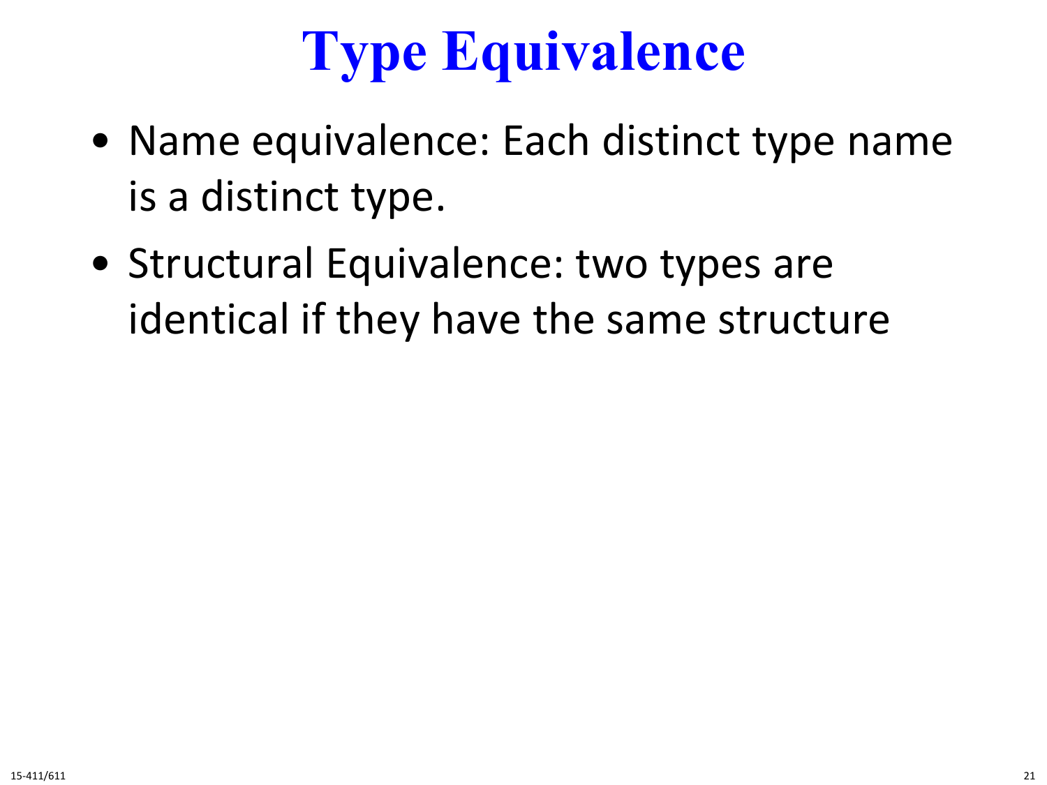# Type Equivalence

- Name equivalence: Each distinct type name is a distinct type.
- Structural Equivalence: two types are identical if they have the same structure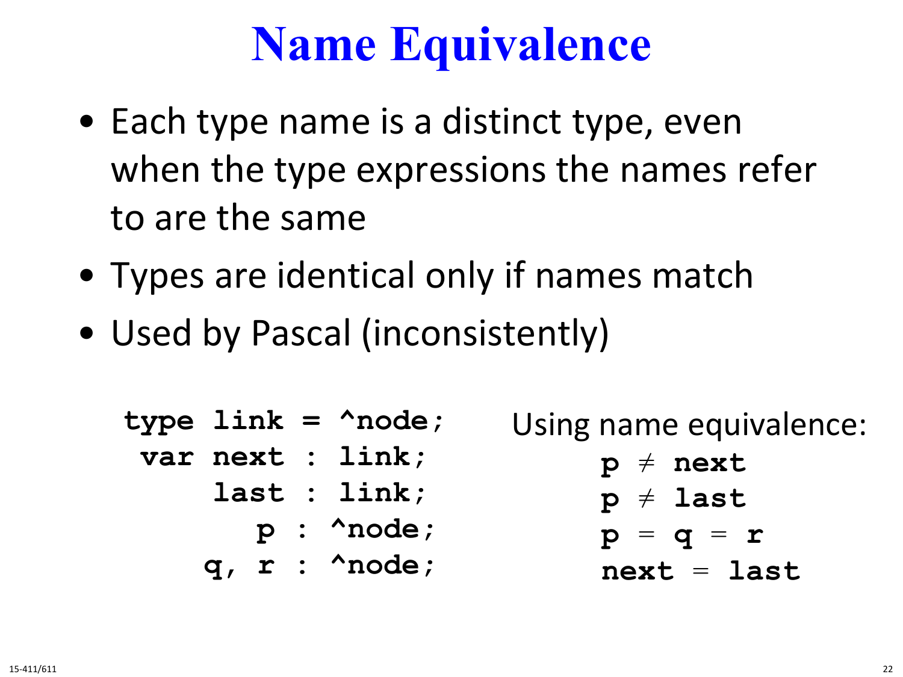# Name Equivalence

- Each type name is a distinct type, even when the type expressions the names refer to are the same
- Types are identical only if names match
- Used by Pascal (inconsistently)

```
type link = ^node;
 var next : link;
     last : link;
        p : ^node;
     q, r : ^node;
```

Using name equivalence:

**p** ≠ **next**

**p** ≠ **last**

**p** = **q** = **r**

**next** = **last**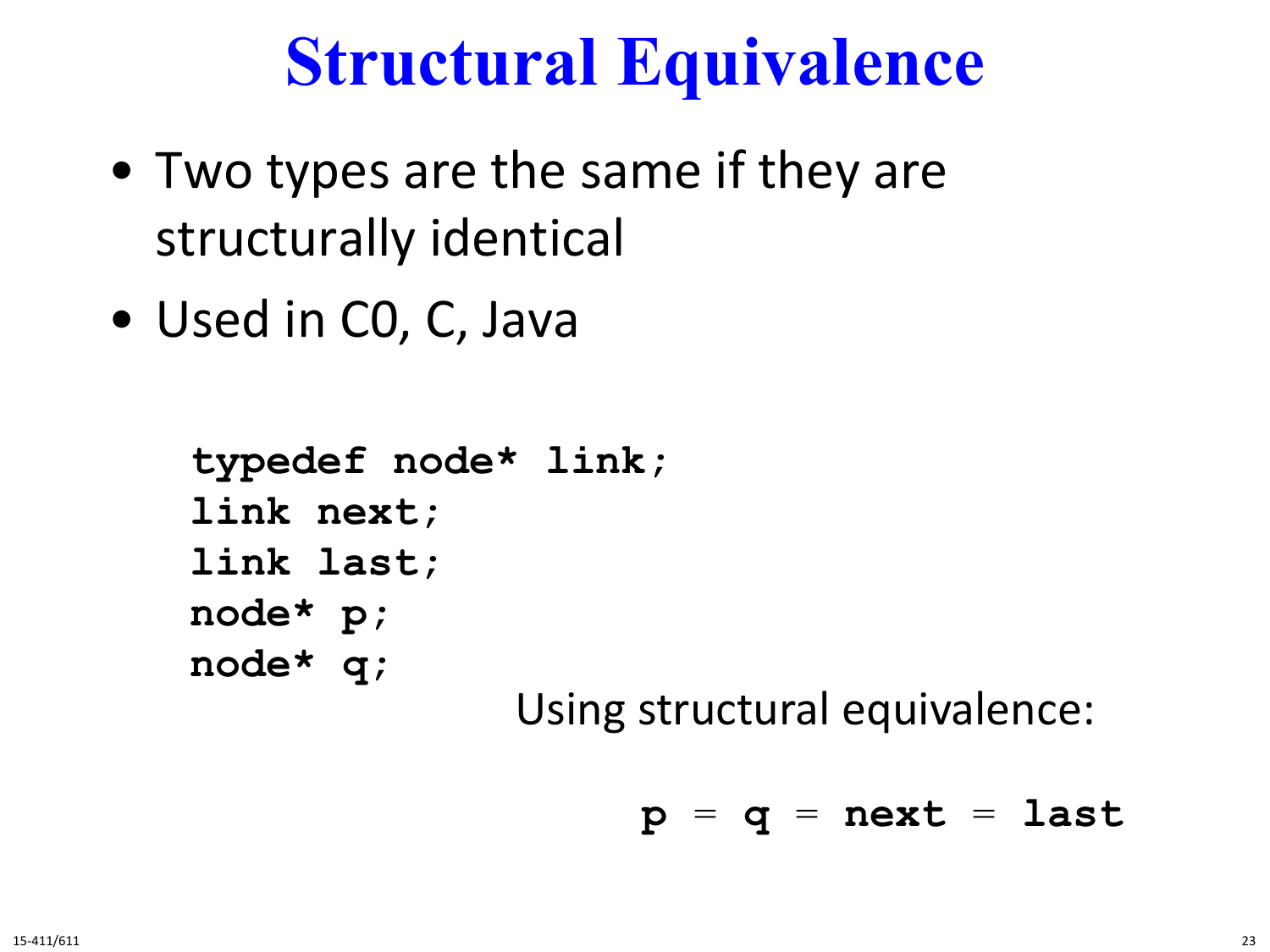# Structural Equivalence

- Two types are the same if they are structurally identical
- Used in C0, C, Java

```
typedef node* link;
link next;
link last;
node* p;
node* q;
```

Using structural equivalence:

**p = q = next = last**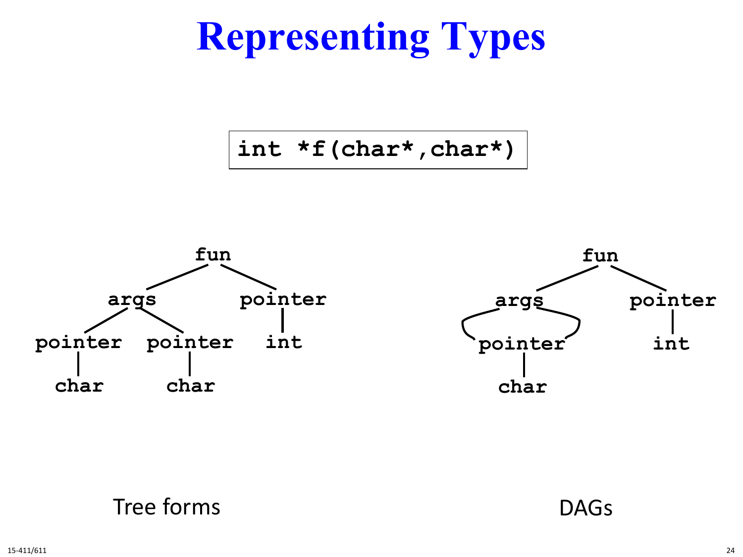# Representing Types

```
int *f(char*,char*)
```

```
                fun
              /     \
          args       pointer
         /    \         |
   pointer   pointer   int
      |         |
    char      char
```

Tree forms

```
                fun
              /     \
          args       pointer
          (  )          |
         pointer       int
            |
          char
```

DAGs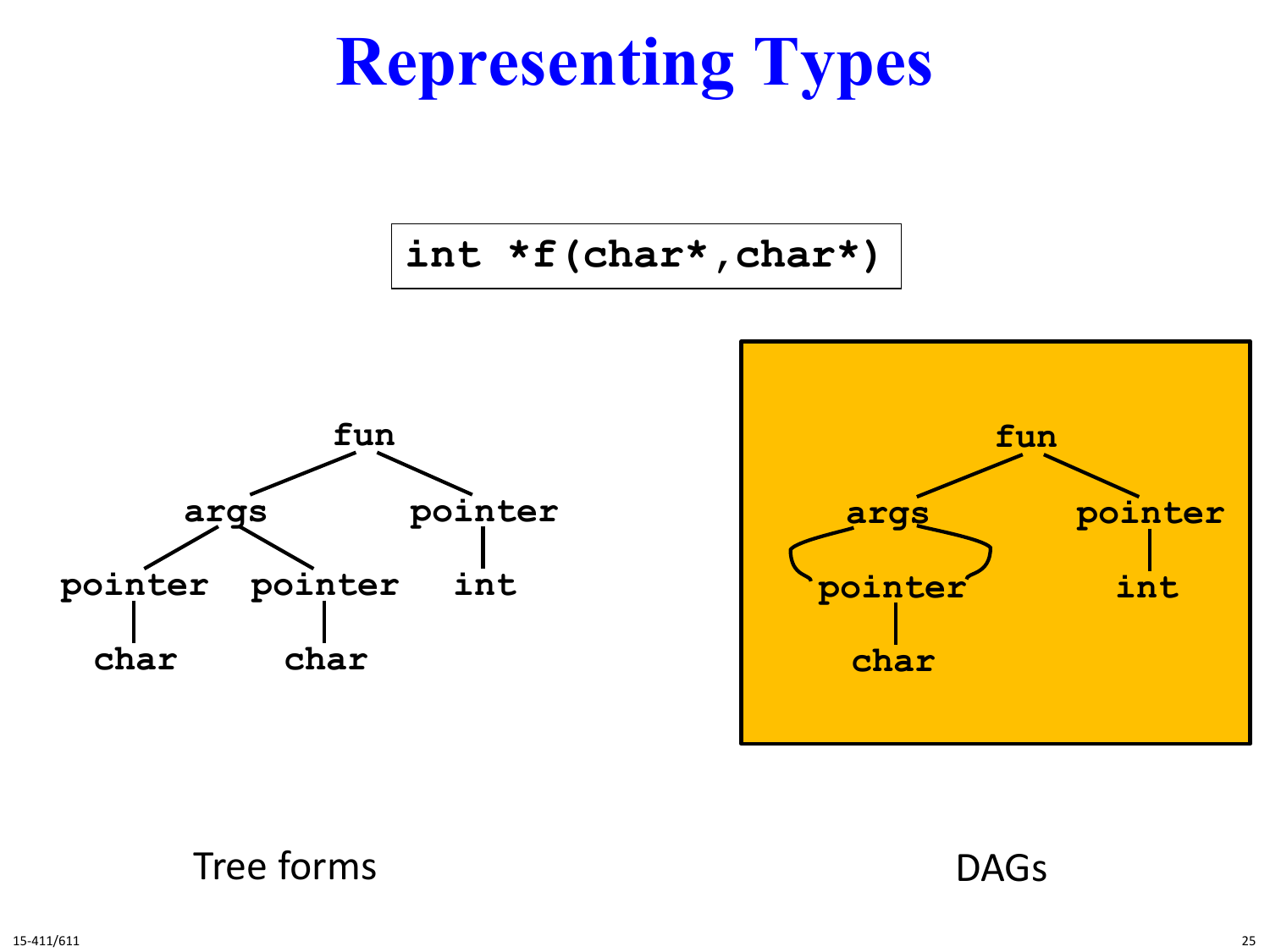# Representing Types

```
int *f(char*,char*)
```

```
            fun
          /     \
      args       pointer
     /    \         |
pointer  pointer   int
   |        |
 char     char
```

Tree forms

```
            fun
          /     \
      args       pointer
      (  )          |
     pointer       int
        |
      char
```

DAGs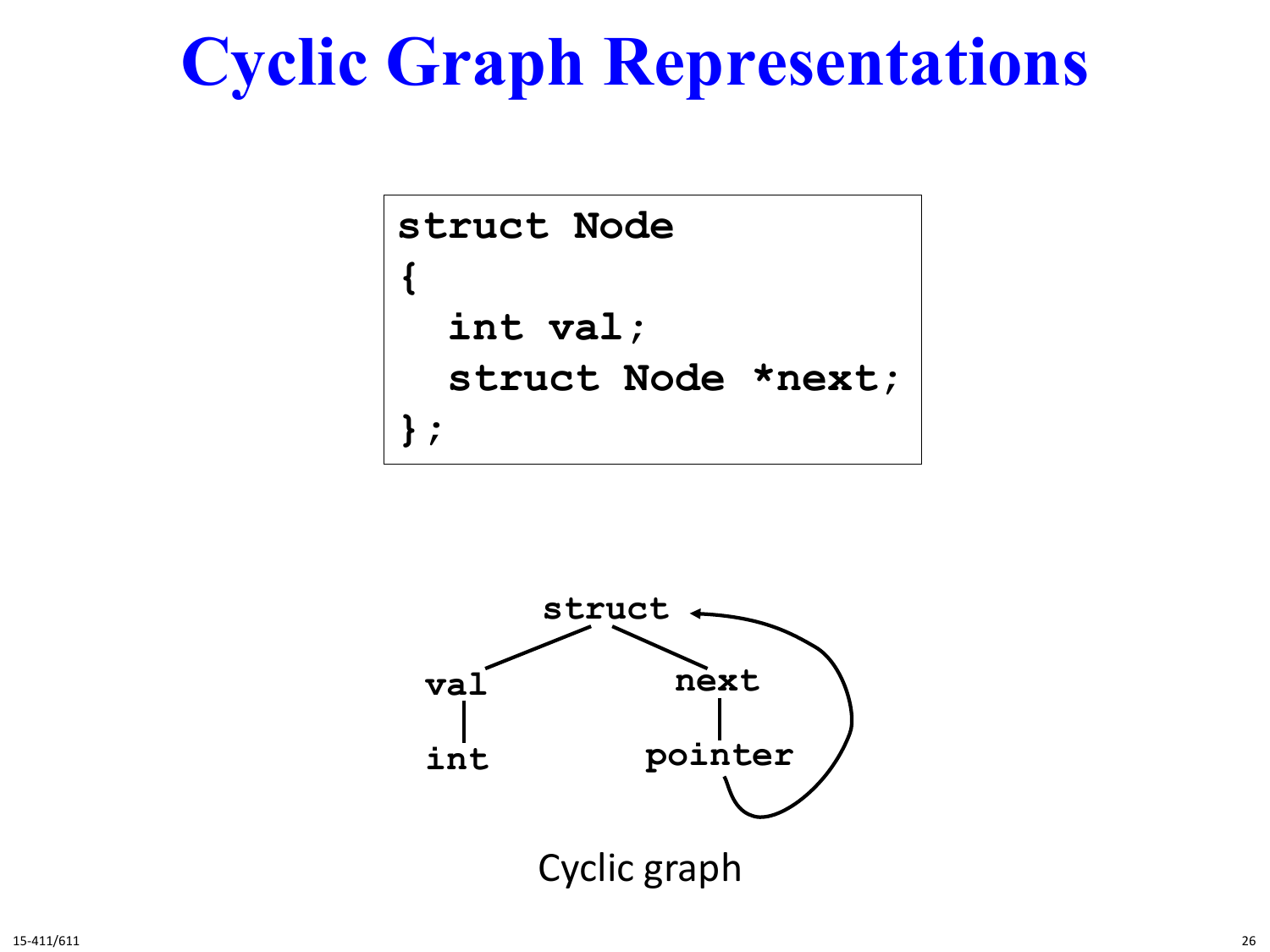# Cyclic Graph Representations

```
struct Node
{
  int val;
  struct Node *next;
};
```

struct

val    next

int    pointer

Cyclic graph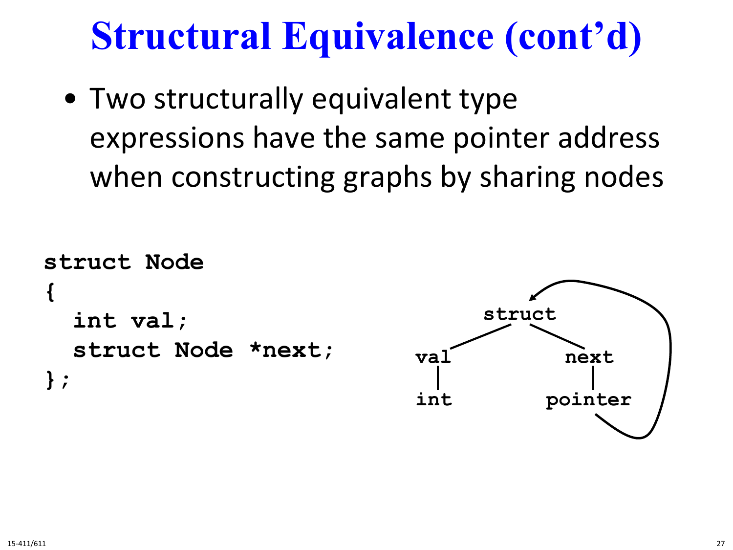# Structural Equivalence (cont'd)

- Two structurally equivalent type expressions have the same pointer address when constructing graphs by sharing nodes

```
struct Node
{
  int val;
  struct Node *next;
};
```

```
              struct  <-------+
             /      \         |
          val        next     |
           |          |       |
          int       pointer --+
```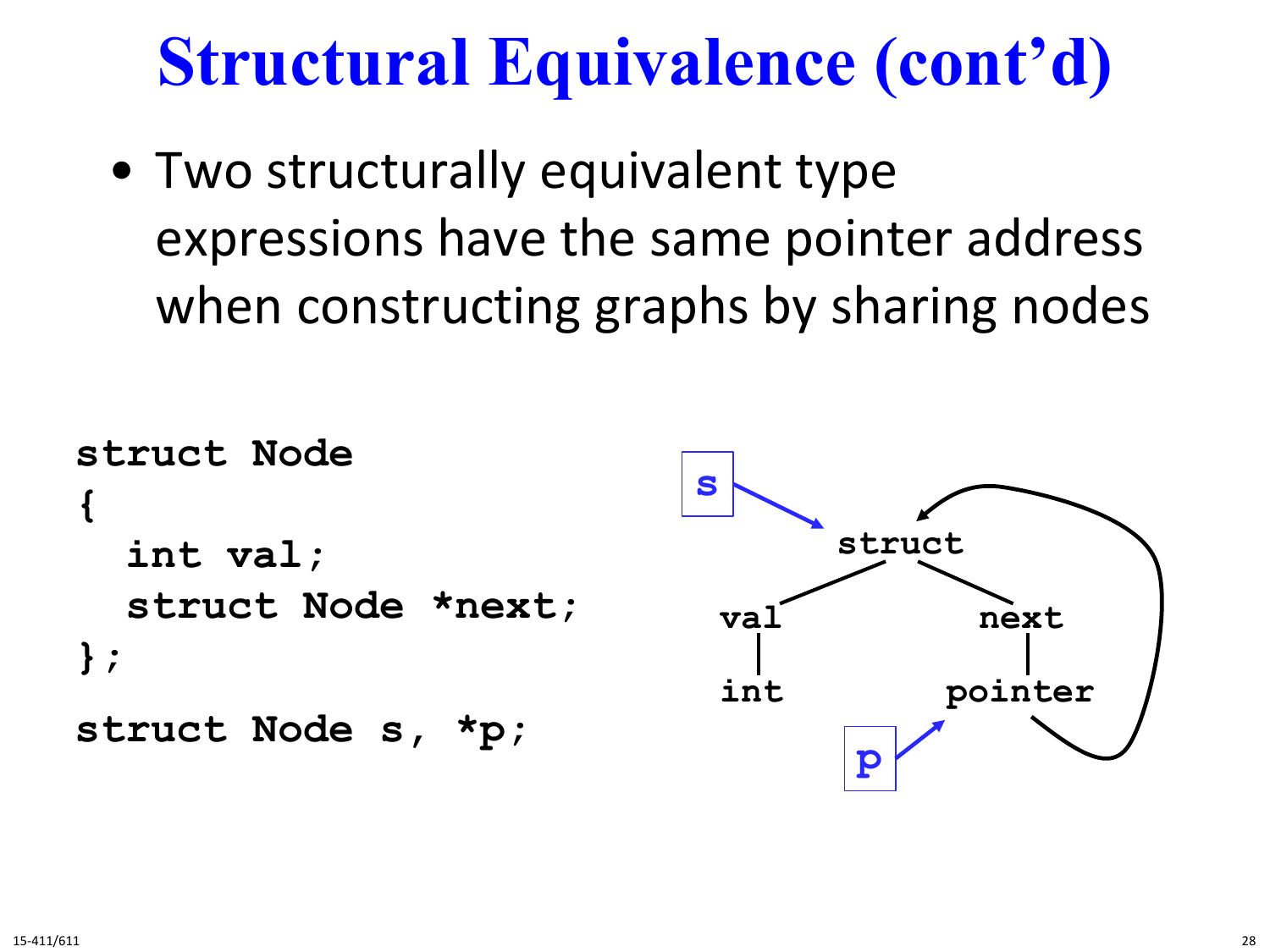# Structural Equivalence (cont'd)

- Two structurally equivalent type expressions have the same pointer address when constructing graphs by sharing nodes

```
struct Node
{
  int val;
  struct Node *next;
};
struct Node s, *p;
```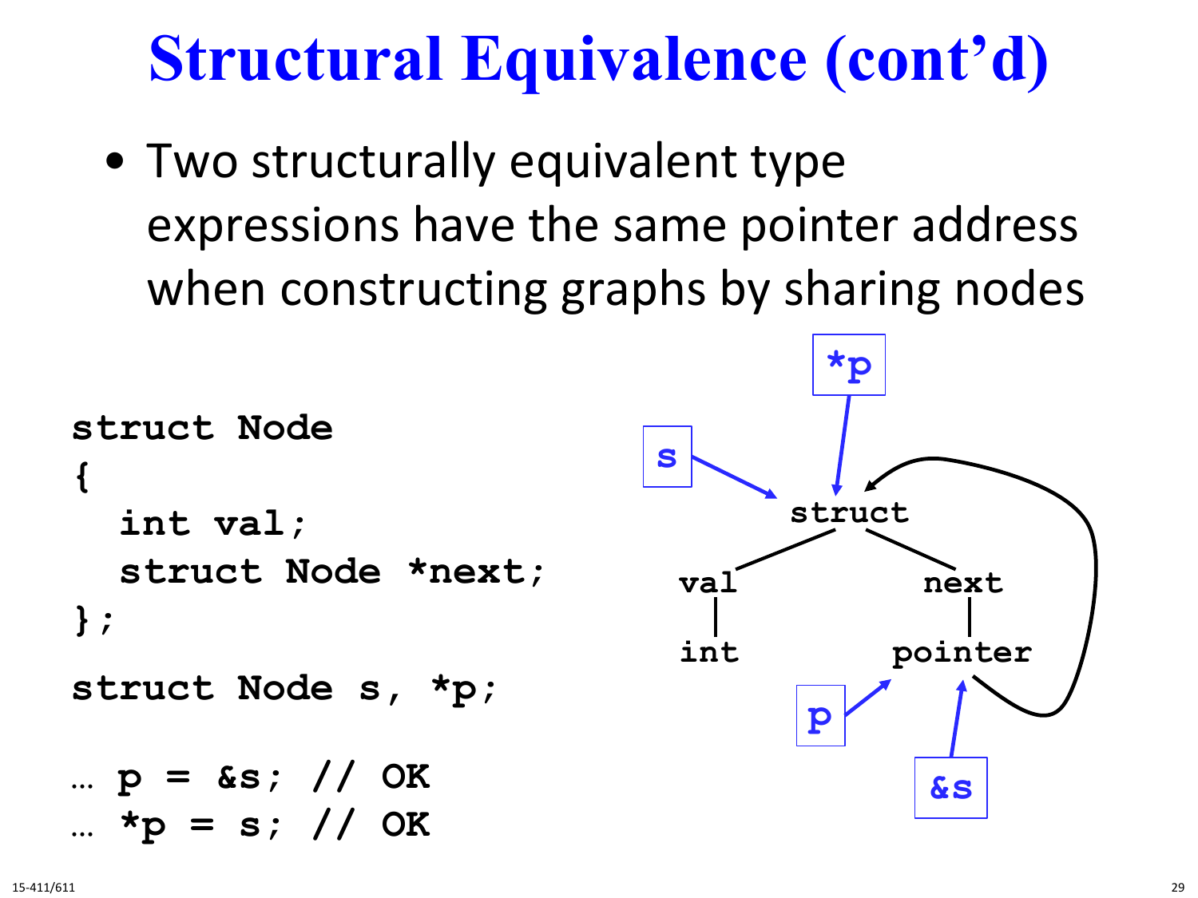# Structural Equivalence (cont'd)

- Two structurally equivalent type expressions have the same pointer address when constructing graphs by sharing nodes

```
struct Node
{
  int val;
  struct Node *next;
};

struct Node s, *p;

… p = &s; // OK
… *p = s; // OK
```

```
*p → struct
s → struct
struct ── val ── int
struct ── next ── pointer
pointer → struct
p → pointer
&s → pointer
```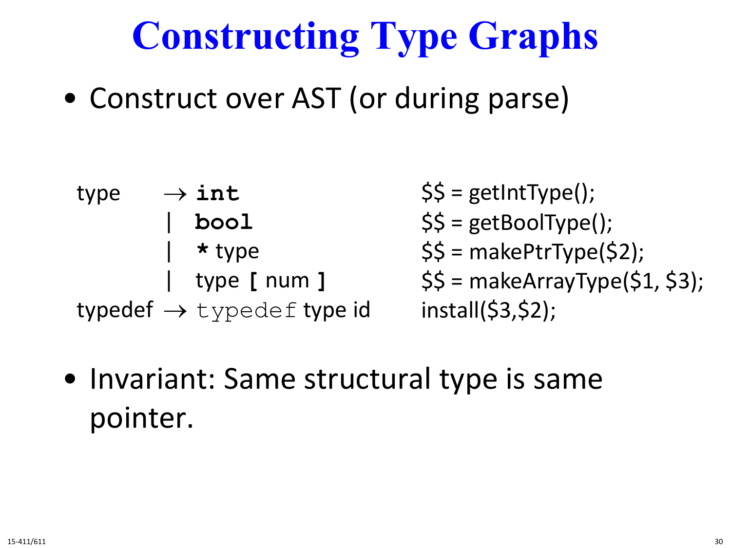# Constructing Type Graphs

- Construct over AST (or during parse)

```
type    → int                 $$ = getIntType();
        | bool                $$ = getBoolType();
        | * type              $$ = makePtrType($2);
        | type [ num ]        $$ = makeArrayType($1, $3);
typedef → typedef type id     install($3,$2);
```

- Invariant: Same structural type is same pointer.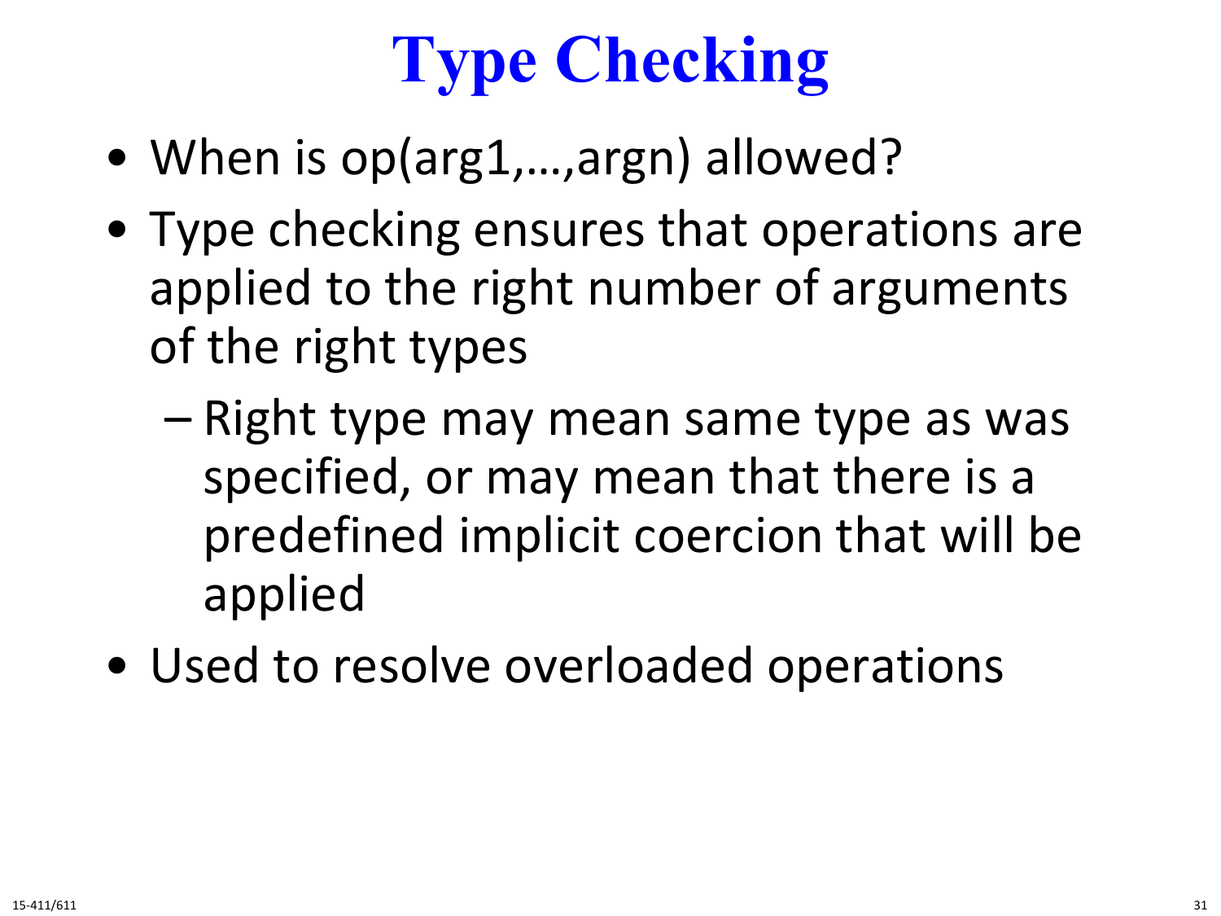# Type Checking

- When is op(arg1,…,argn) allowed?
- Type checking ensures that operations are applied to the right number of arguments of the right types
  - Right type may mean same type as was specified, or may mean that there is a predefined implicit coercion that will be applied
- Used to resolve overloaded operations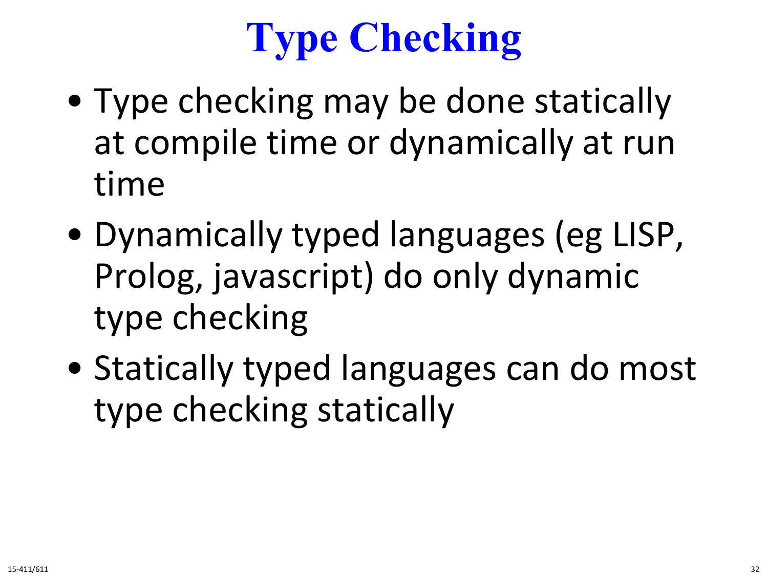# Type Checking

- Type checking may be done statically at compile time or dynamically at run time
- Dynamically typed languages (eg LISP, Prolog, javascript) do only dynamic type checking
- Statically typed languages can do most type checking statically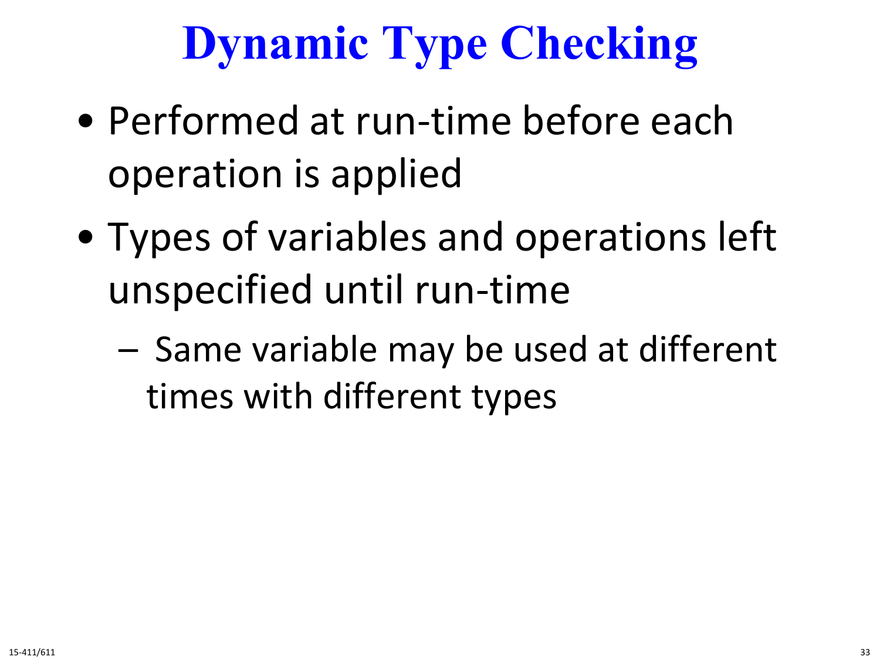# Dynamic Type Checking

- Performed at run-time before each operation is applied
- Types of variables and operations left unspecified until run-time
  - Same variable may be used at different times with different types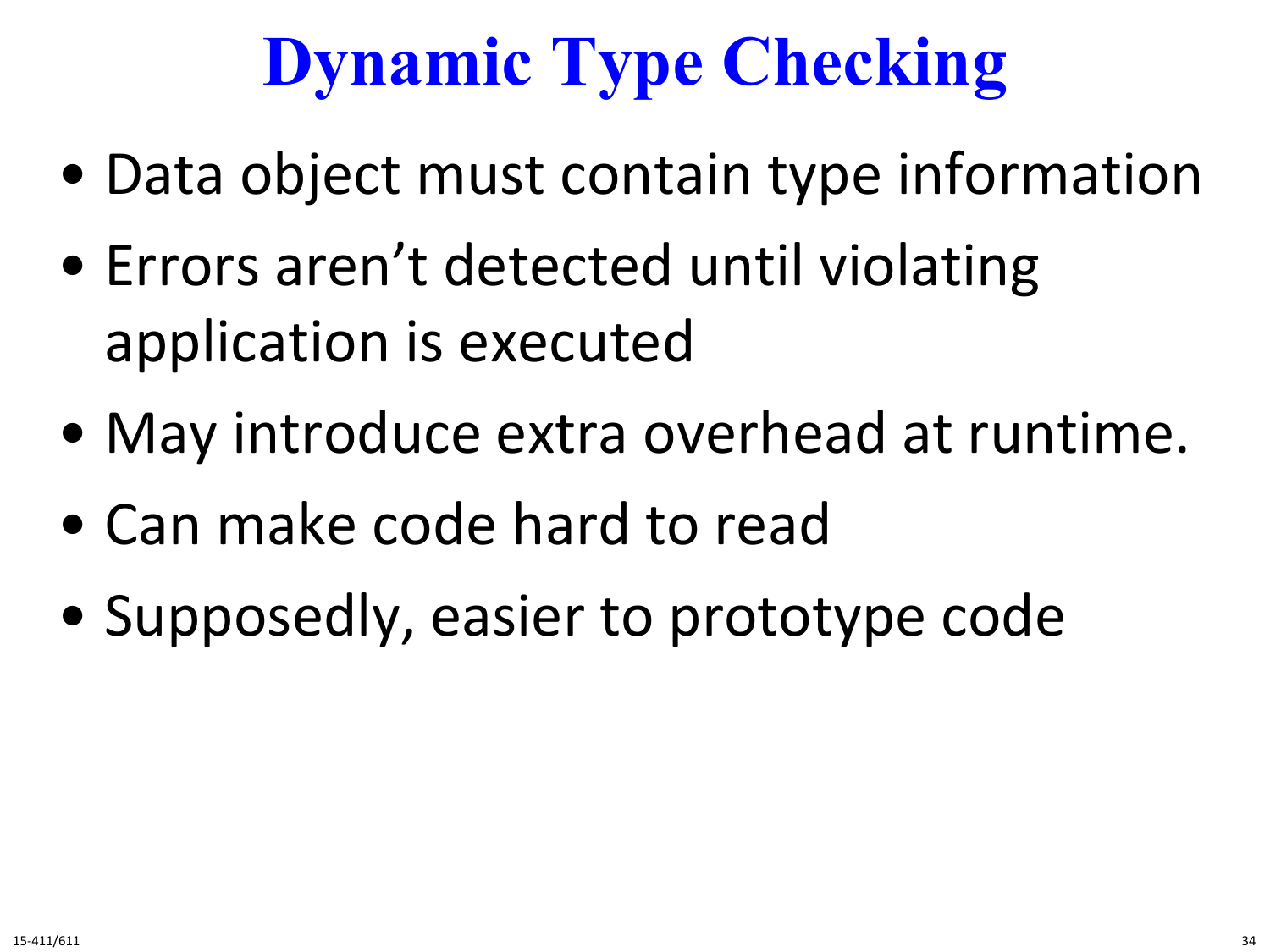# Dynamic Type Checking

- Data object must contain type information
- Errors aren't detected until violating application is executed
- May introduce extra overhead at runtime.
- Can make code hard to read
- Supposedly, easier to prototype code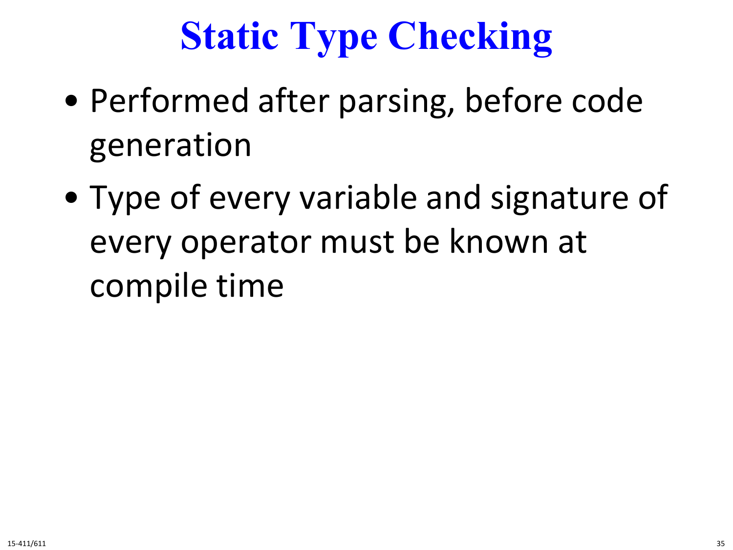# Static Type Checking

- Performed after parsing, before code generation
- Type of every variable and signature of every operator must be known at compile time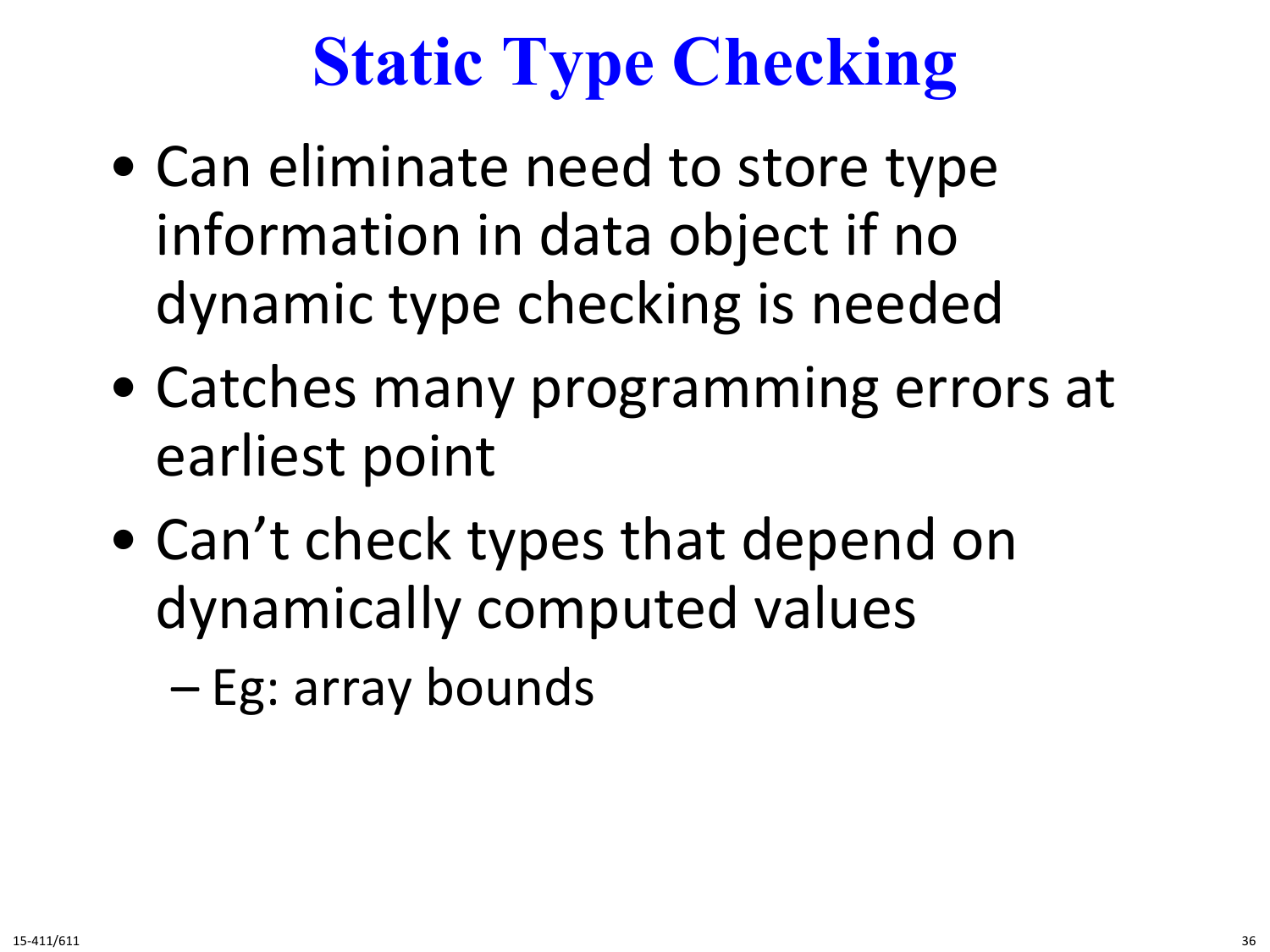# Static Type Checking

- Can eliminate need to store type information in data object if no dynamic type checking is needed
- Catches many programming errors at earliest point
- Can't check types that depend on dynamically computed values
  - Eg: array bounds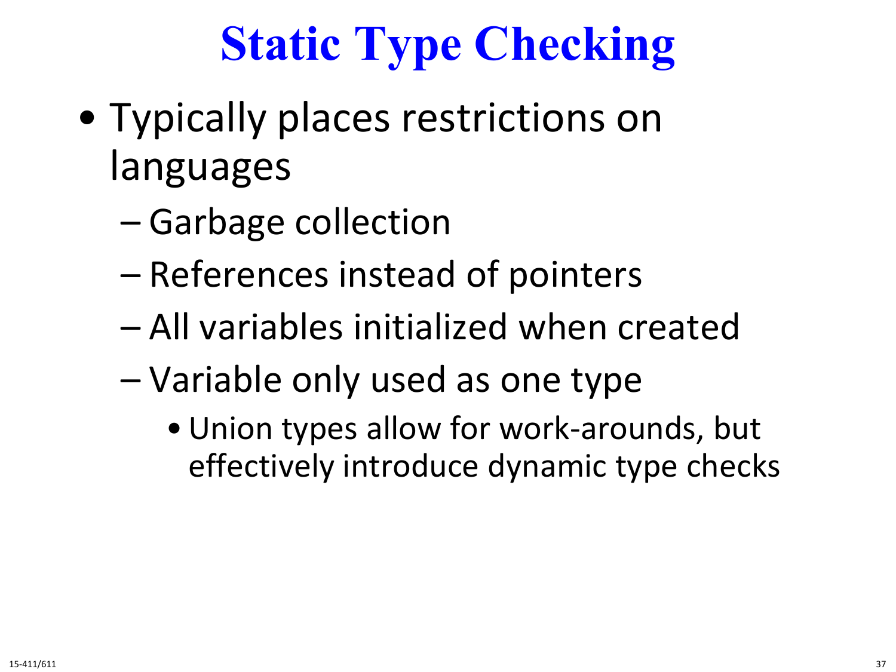# Static Type Checking

- Typically places restrictions on languages
  - Garbage collection
  - References instead of pointers
  - All variables initialized when created
  - Variable only used as one type
    - Union types allow for work-arounds, but effectively introduce dynamic type checks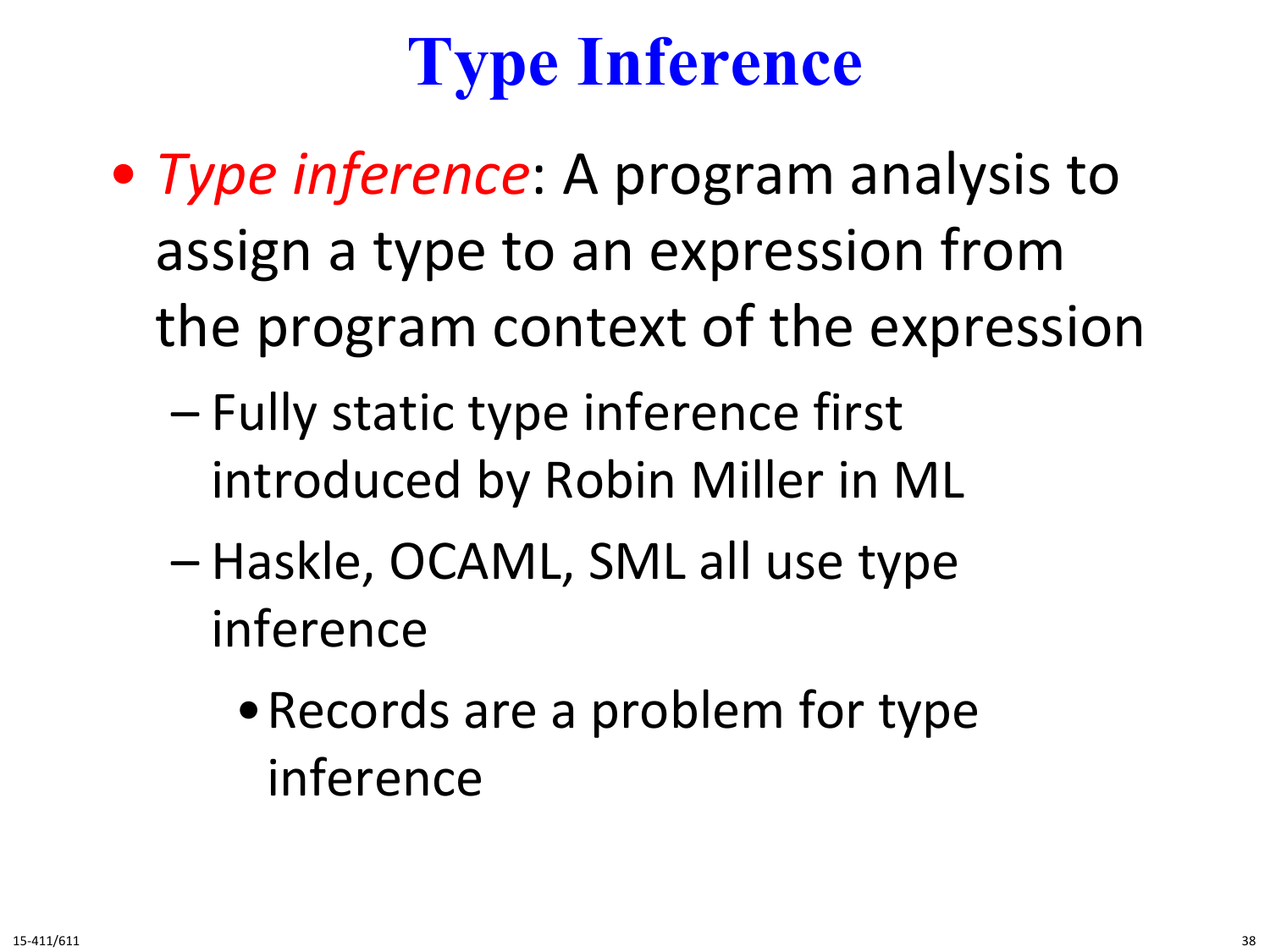# Type Inference

- *Type inference*: A program analysis to assign a type to an expression from the program context of the expression
  - Fully static type inference first introduced by Robin Miller in ML
  - Haskle, OCAML, SML all use type inference
    - Records are a problem for type inference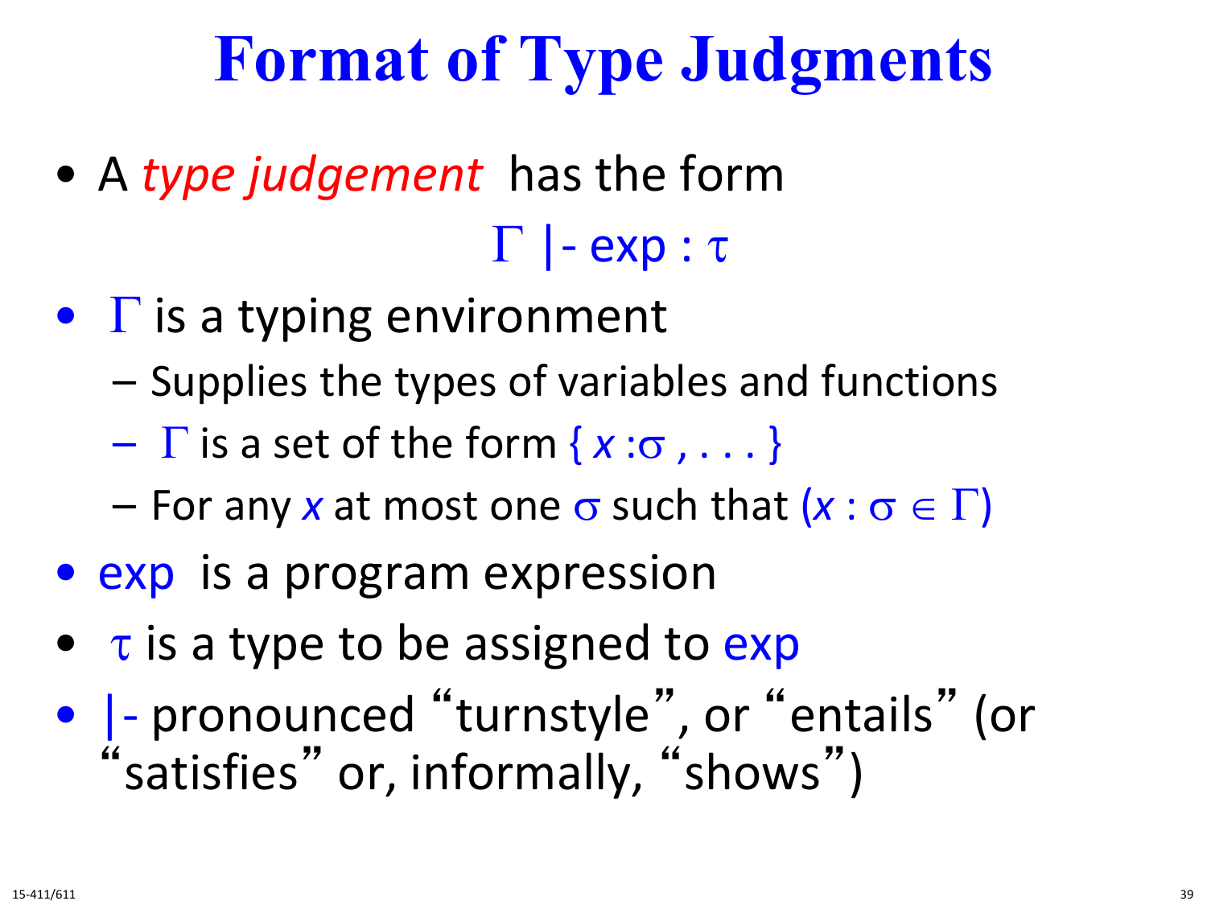# Format of Type Judgments

- A *type judgement* has the form

  $\Gamma$ |- exp : $\tau$

- $\Gamma$ is a typing environment
  - Supplies the types of variables and functions
  - $\Gamma$ is a set of the form $\{ x : \sigma , \ldots \}$
  - For any $x$ at most one $\sigma$ such that $(x : \sigma \in \Gamma)$
- exp is a program expression
- $\tau$ is a type to be assigned to exp
- |- pronounced "turnstyle", or "entails" (or "satisfies" or, informally, "shows")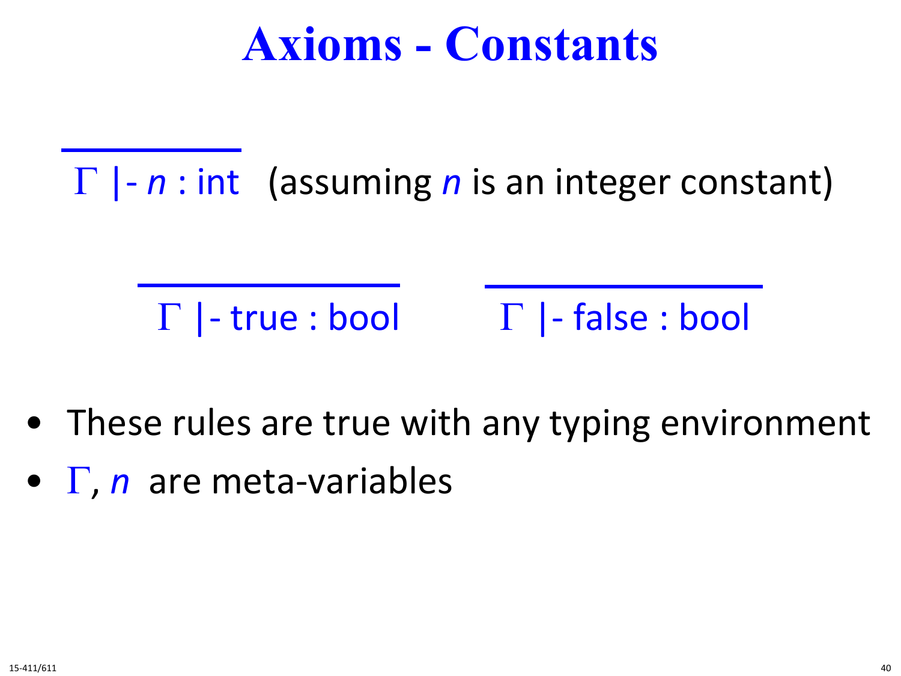# Axioms - Constants

$$\frac{}{\Gamma \vdash n : \text{int}}$$ (assuming $n$ is an integer constant)

$$\frac{}{\Gamma \vdash \text{true} : \text{bool}} \qquad \frac{}{\Gamma \vdash \text{false} : \text{bool}}$$

- These rules are true with any typing environment
- $\Gamma$, $n$ are meta-variables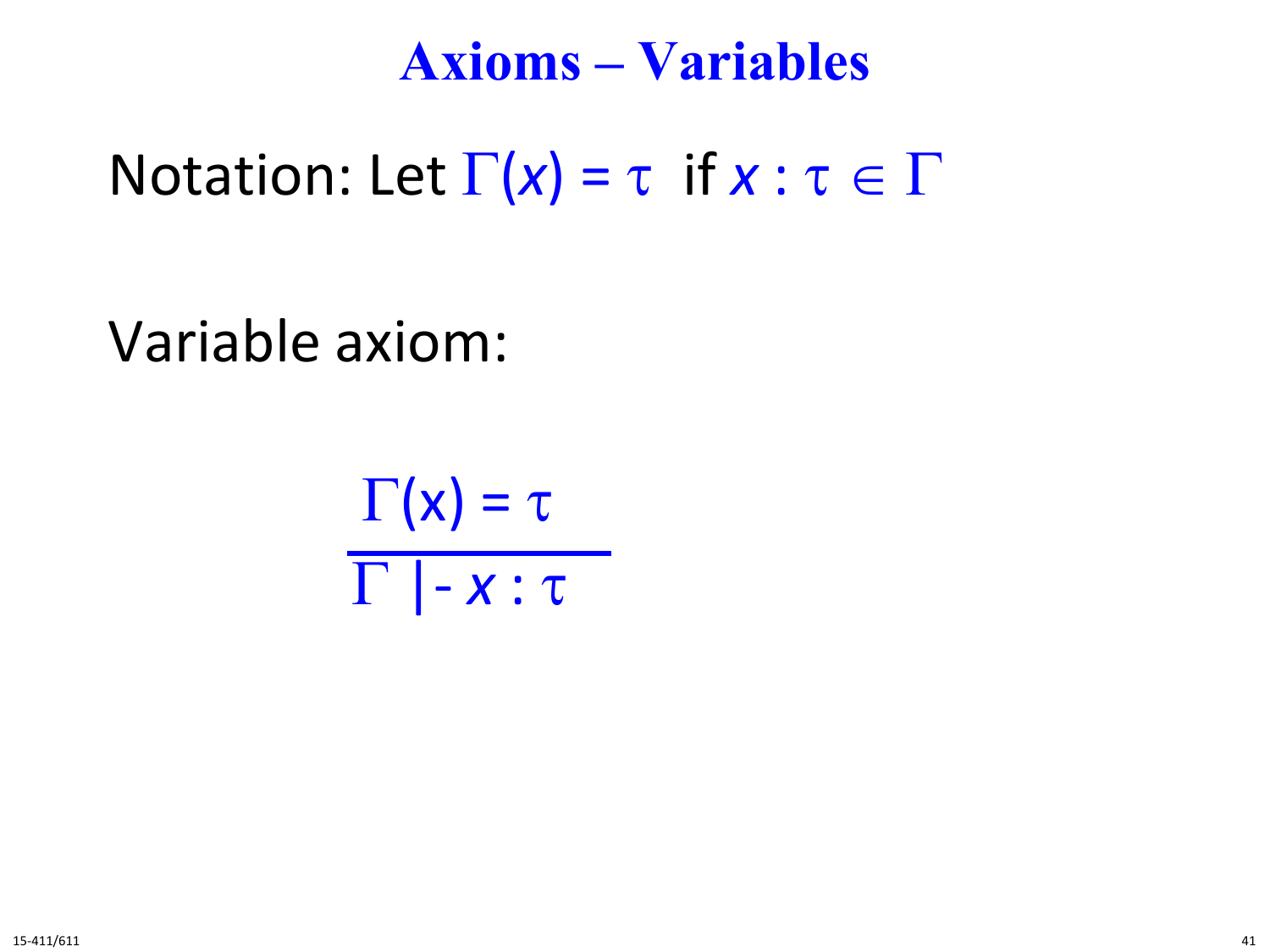# Axioms – Variables

Notation: Let $\Gamma(x) = \tau$ if $x : \tau \in \Gamma$

Variable axiom:

$$\frac{\Gamma(x) = \tau}{\Gamma \vdash x : \tau}$$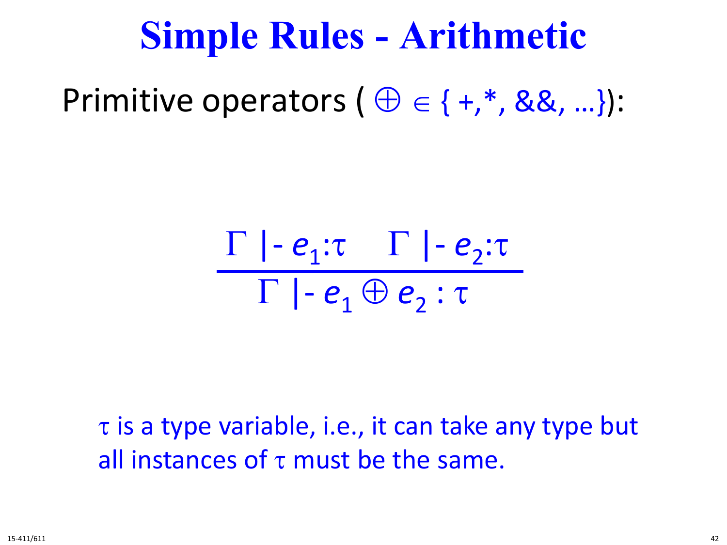# Simple Rules - Arithmetic

Primitive operators ( $\oplus \in \{ +, *, \&\&, \ldots \}$):

$$\frac{\Gamma \mid\!- e_1 : \tau \quad \Gamma \mid\!- e_2 : \tau}{\Gamma \mid\!- e_1 \oplus e_2 : \tau}$$

$\tau$ is a type variable, i.e., it can take any type but all instances of $\tau$ must be the same.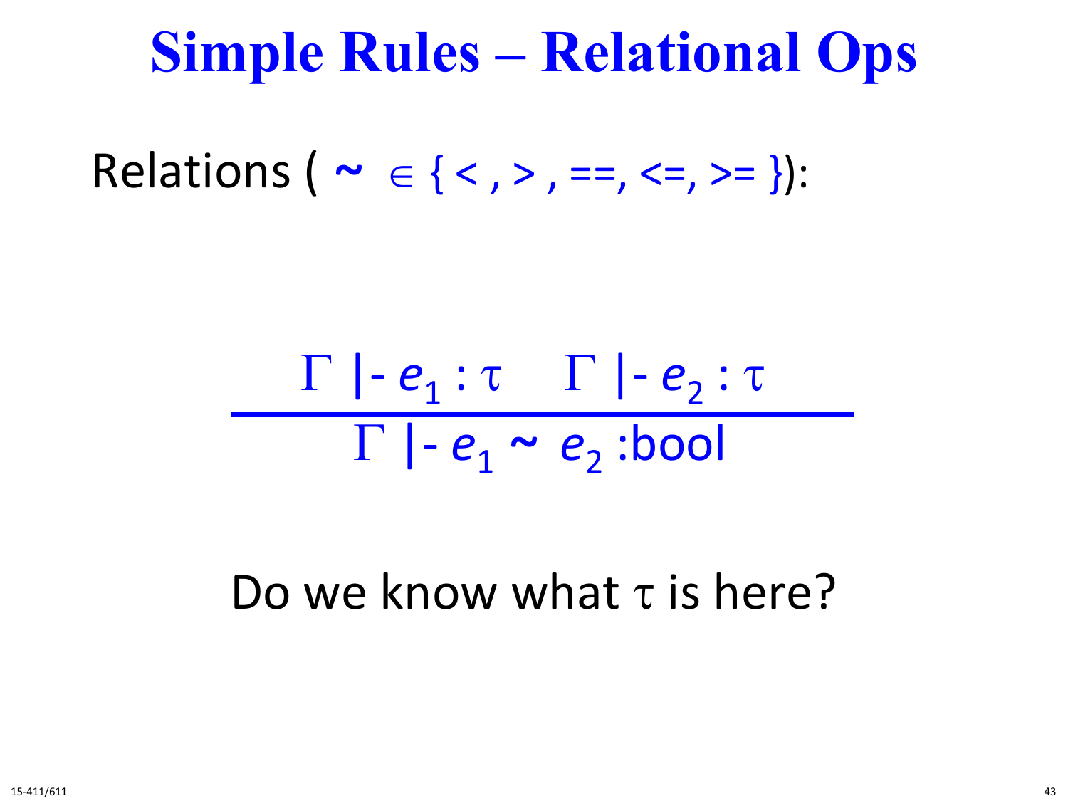# Simple Rules – Relational Ops

Relations ( $\sim \in \{ <, >, ==, <=, >= \}$ ):

$$\frac{\Gamma \vdash e_1 : \tau \quad \Gamma \vdash e_2 : \tau}{\Gamma \vdash e_1 \sim e_2 : \text{bool}}$$

Do we know what $\tau$ is here?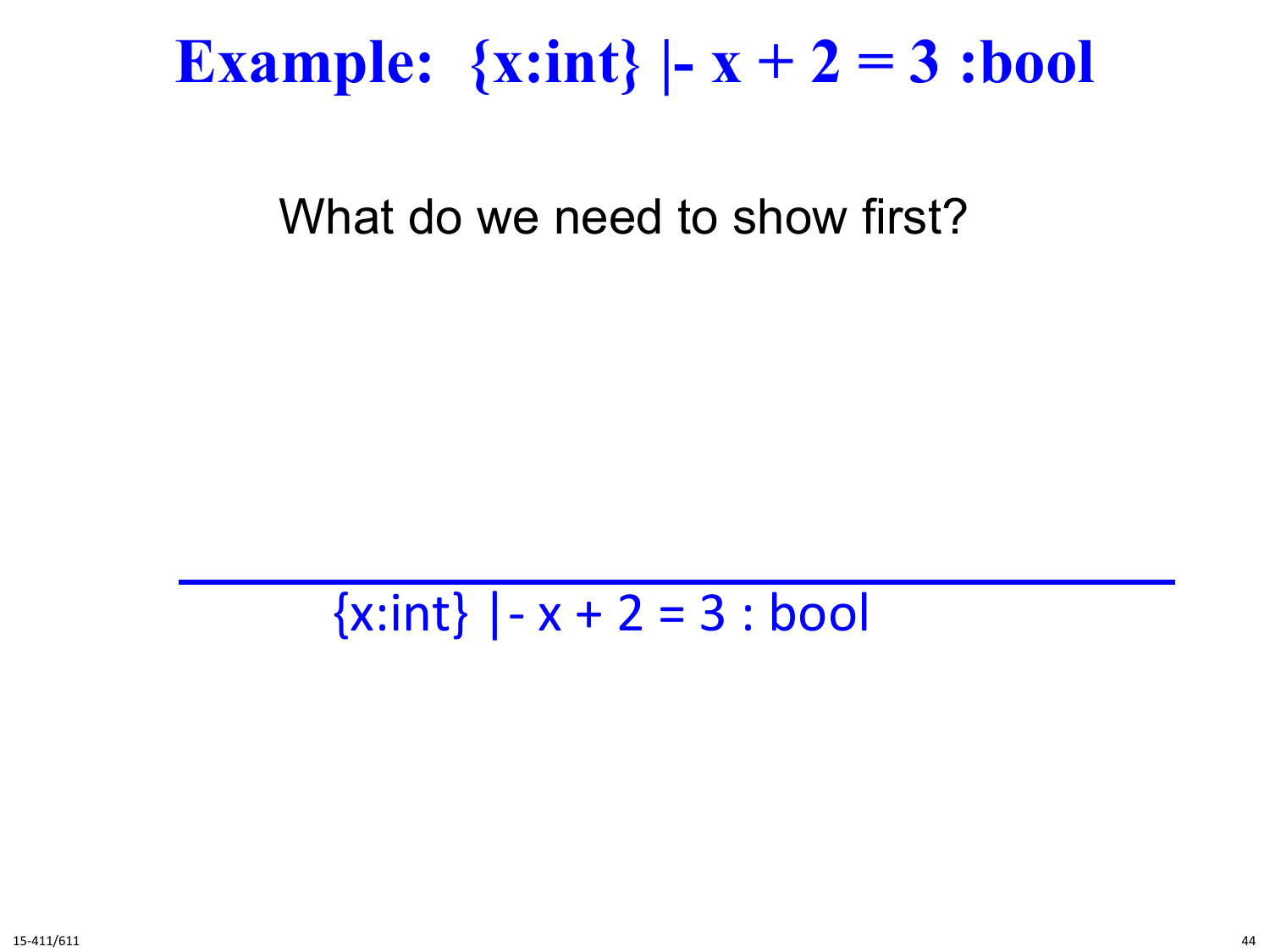# Example: {x:int} |- x + 2 = 3 :bool

What do we need to show first?

$$\frac{}{\{x:int\} \vdash x + 2 = 3 : bool}$$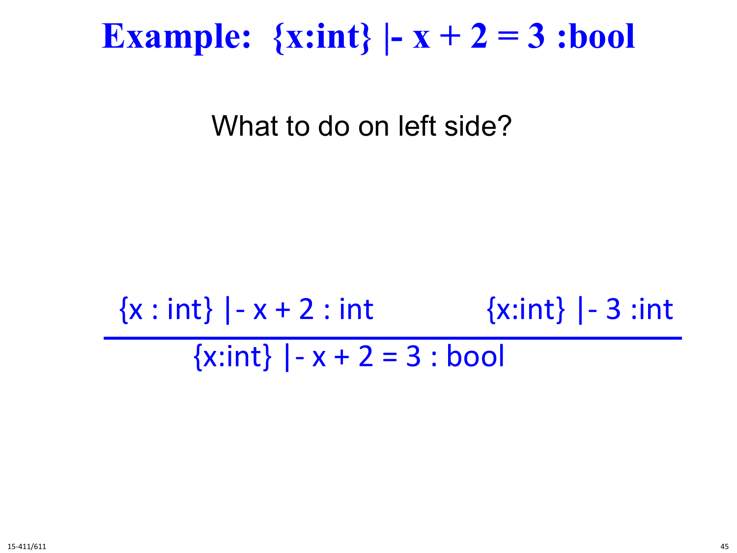# Example: {x:int} |- x + 2 = 3 :bool

What to do on left side?

$$\frac{\{x : int\} \mid\!- \; x + 2 : int \qquad\qquad \{x{:}int\} \mid\!- \; 3 : int}{\{x{:}int\} \mid\!- \; x + 2 = 3 : bool}$$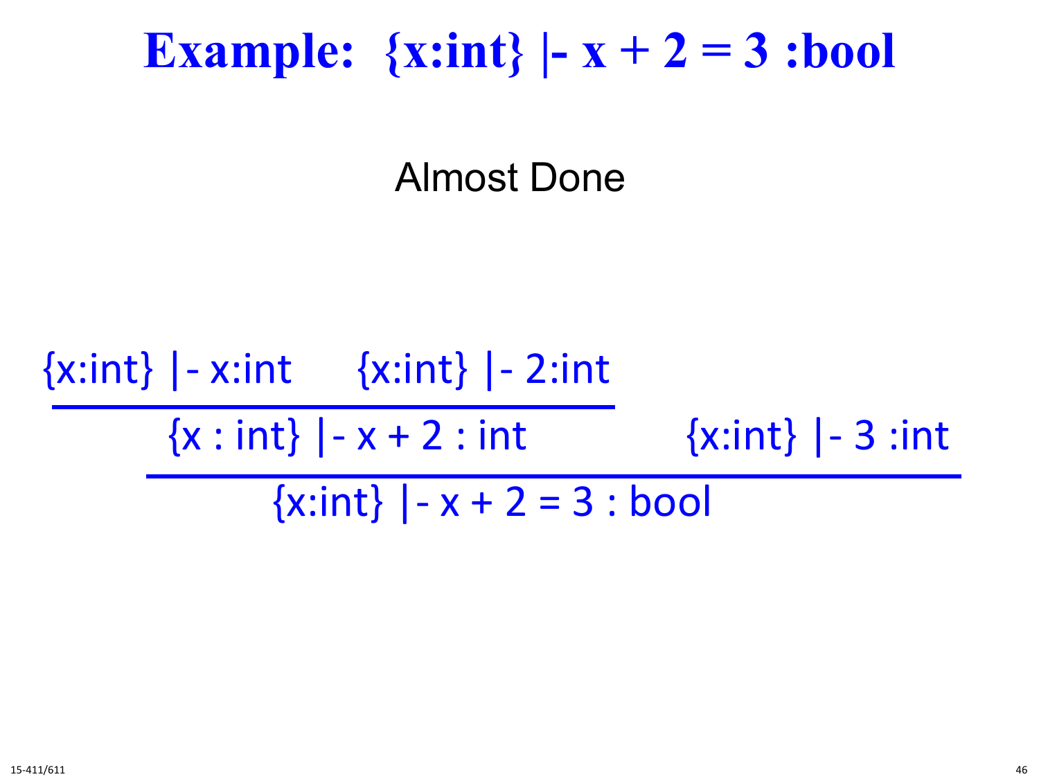# Example: {x:int} |- x + 2 = 3 :bool

Almost Done

$$
\dfrac{\dfrac{\{x:int\} \vdash x:int \qquad \{x:int\} \vdash 2:int}{\{x : int\} \vdash x + 2 : int} \qquad \{x:int\} \vdash 3 :int}{\{x:int\} \vdash x + 2 = 3 : bool}
$$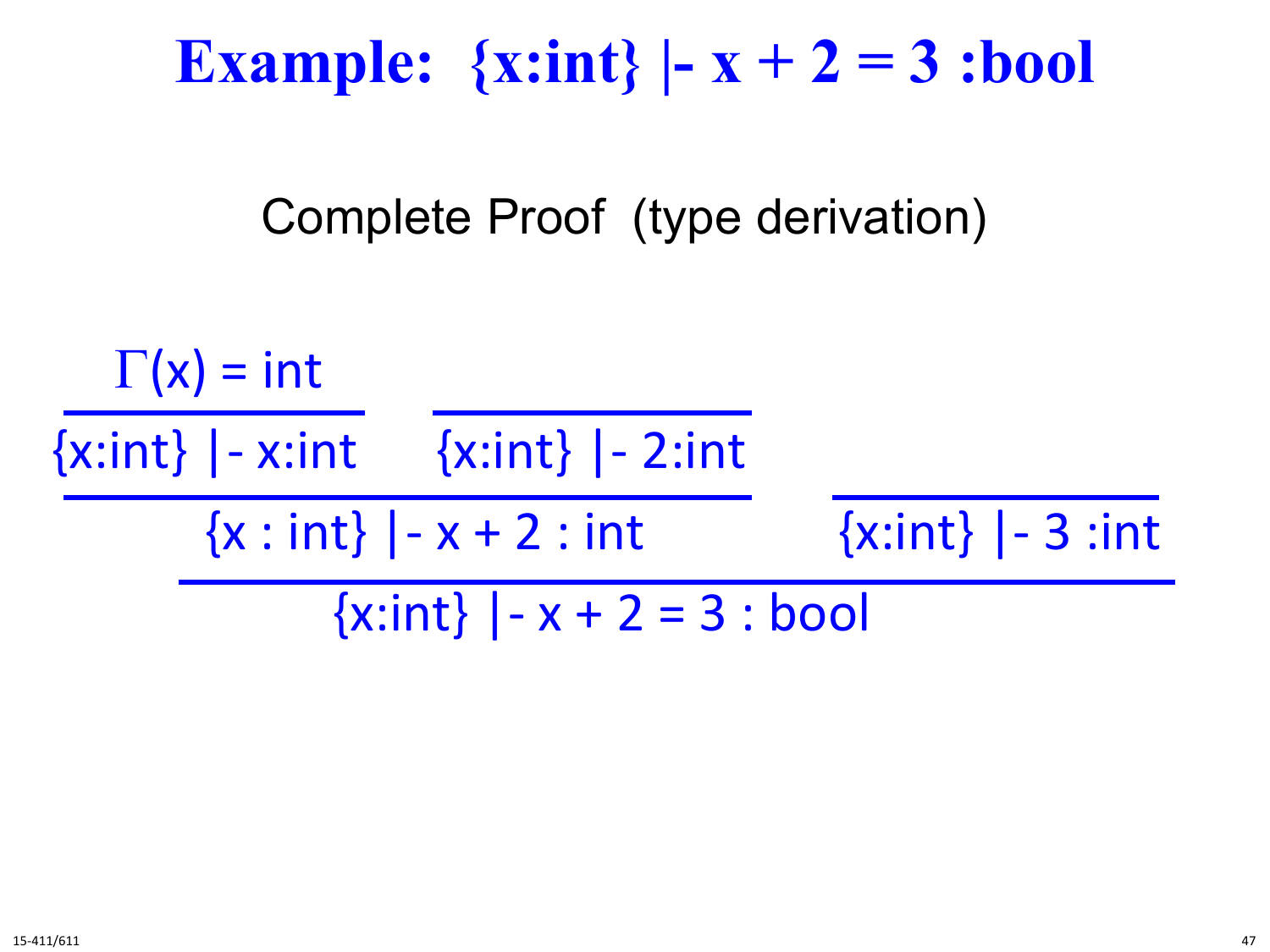# Example: {x:int} |- x + 2 = 3 :bool

Complete Proof (type derivation)

$$
\dfrac{
  \dfrac{
    \dfrac{\Gamma(x) = \text{int}}{\{x:\text{int}\} \mid\!- \; x:\text{int}}
    \qquad
    \dfrac{}{\{x:\text{int}\} \mid\!- \; 2:\text{int}}
  }{\{x : \text{int}\} \mid\!- \; x + 2 : \text{int}}
  \qquad
  \dfrac{}{\{x:\text{int}\} \mid\!- \; 3 :\text{int}}
}{\{x:\text{int}\} \mid\!- \; x + 2 = 3 : \text{bool}}
$$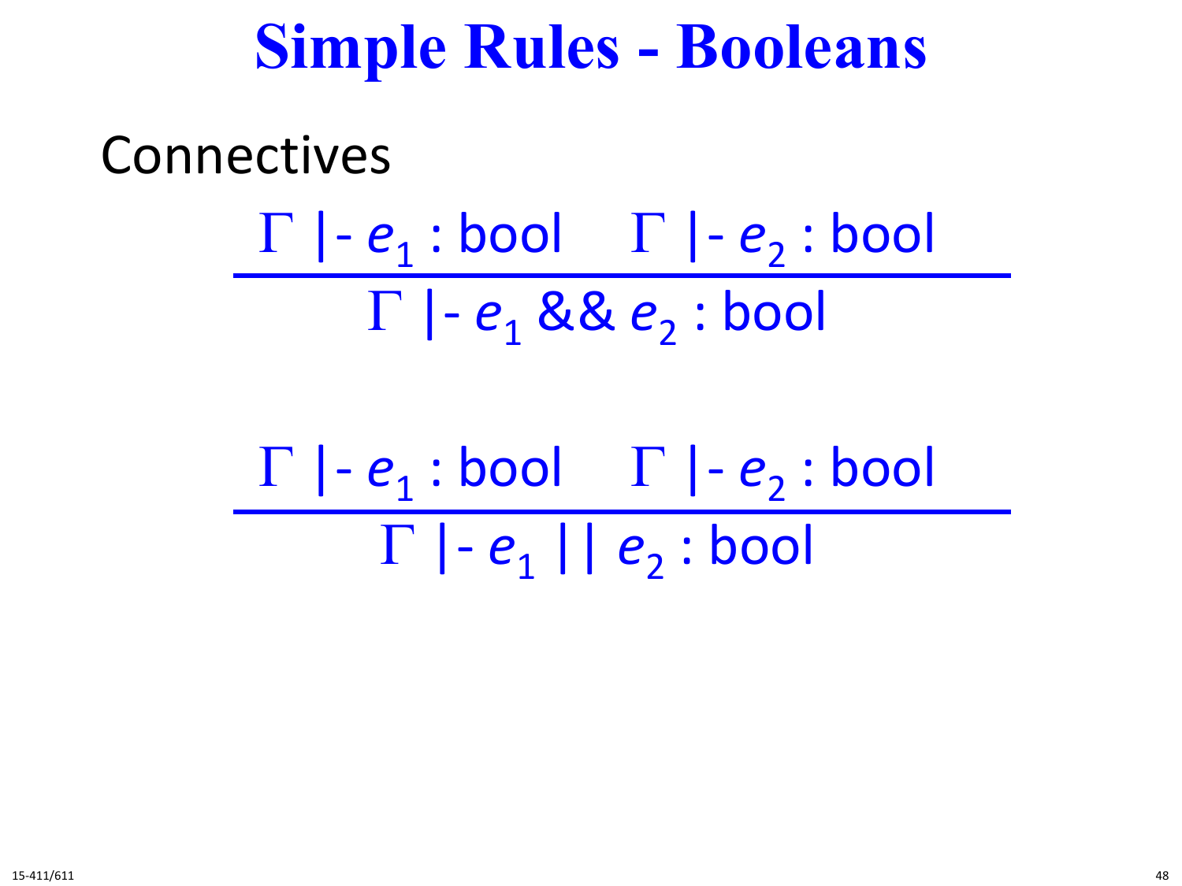# Simple Rules - Booleans

Connectives

$$\frac{\Gamma \vdash e_1 : \text{bool} \quad \Gamma \vdash e_2 : \text{bool}}{\Gamma \vdash e_1 \ \&\& \ e_2 : \text{bool}}$$

$$\frac{\Gamma \vdash e_1 : \text{bool} \quad \Gamma \vdash e_2 : \text{bool}}{\Gamma \vdash e_1 \ || \ e_2 : \text{bool}}$$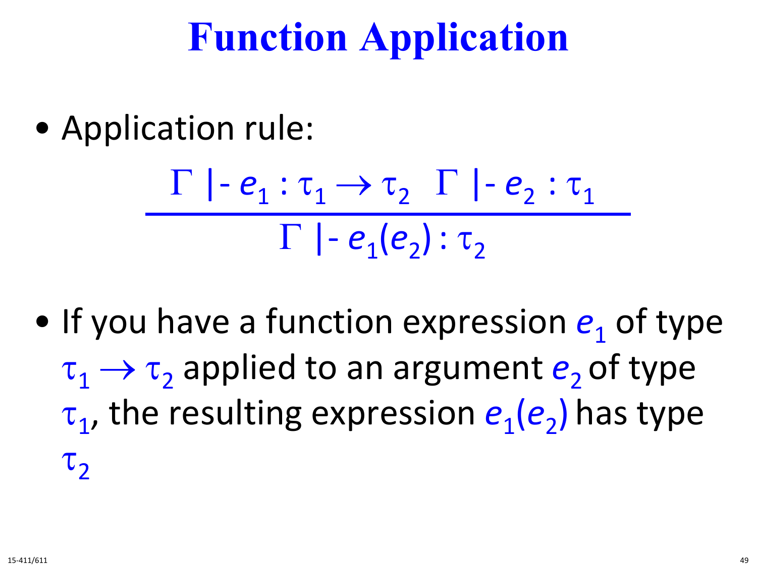# Function Application

- Application rule:

$$\frac{\Gamma \;|\!-\; e_1 : \tau_1 \rightarrow \tau_2 \quad \Gamma \;|\!-\; e_2 : \tau_1}{\Gamma \;|\!-\; e_1(e_2) : \tau_2}$$

- If you have a function expression $e_1$ of type $\tau_1 \rightarrow \tau_2$ applied to an argument $e_2$ of type $\tau_1$, the resulting expression $e_1(e_2)$ has type $\tau_2$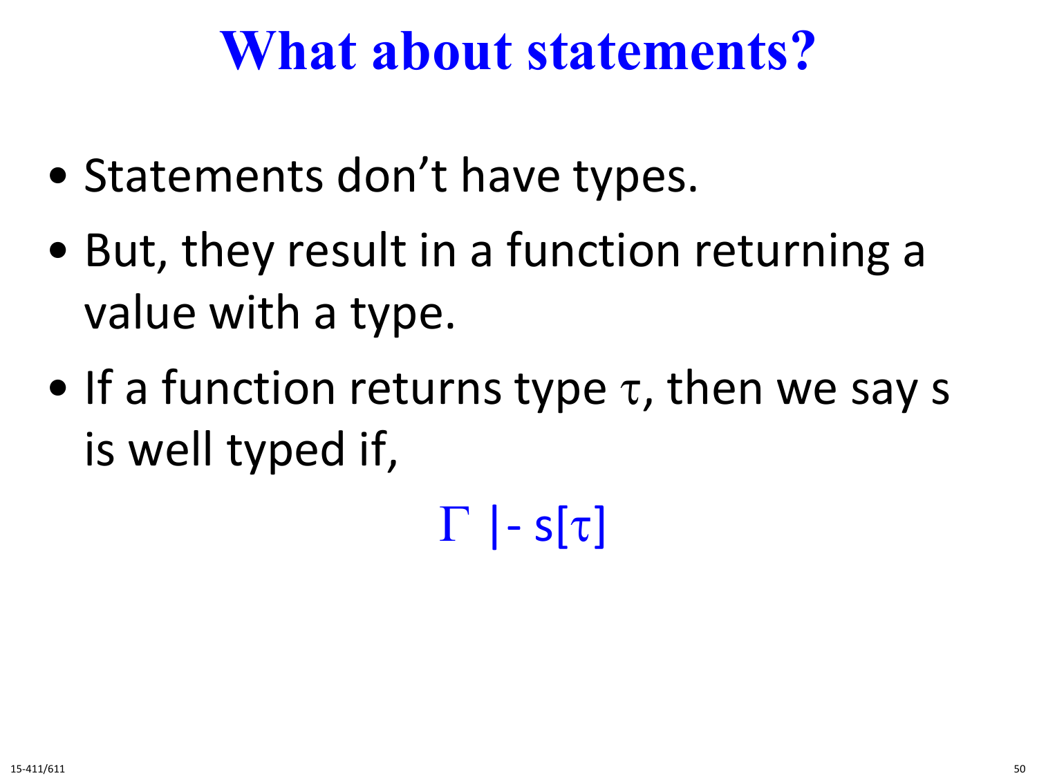# What about statements?

- Statements don't have types.
- But, they result in a function returning a value with a type.
- If a function returns type $\tau$, then we say s is well typed if,

$$\Gamma \vdash s[\tau]$$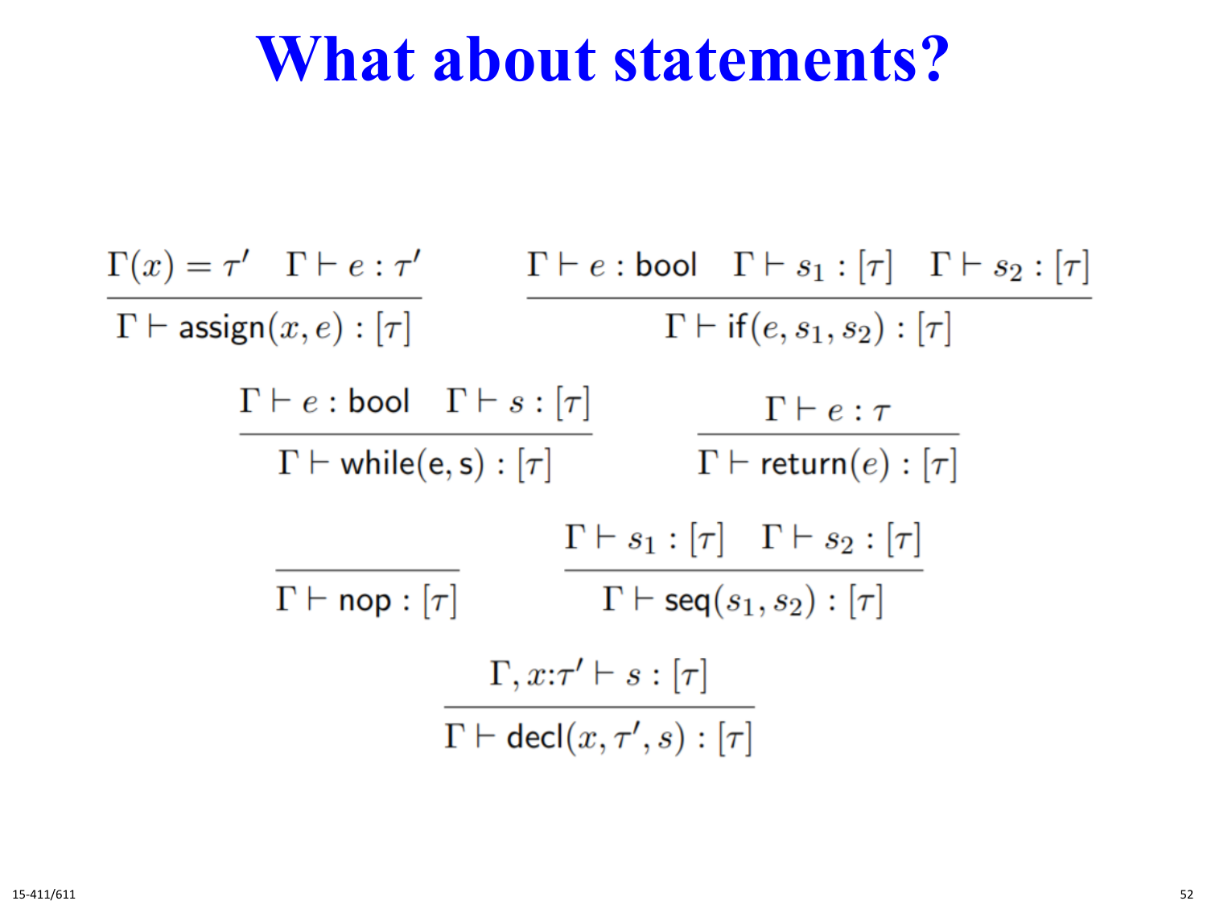# What about statements?

$$\frac{\Gamma(x) = \tau' \quad \Gamma \vdash e : \tau'}{\Gamma \vdash \mathsf{assign}(x, e) : [\tau]} \qquad \frac{\Gamma \vdash e : \mathsf{bool} \quad \Gamma \vdash s_1 : [\tau] \quad \Gamma \vdash s_2 : [\tau]}{\Gamma \vdash \mathsf{if}(e, s_1, s_2) : [\tau]}$$

$$\frac{\Gamma \vdash e : \mathsf{bool} \quad \Gamma \vdash s : [\tau]}{\Gamma \vdash \mathsf{while}(\mathsf{e}, \mathsf{s}) : [\tau]} \qquad \frac{\Gamma \vdash e : \tau}{\Gamma \vdash \mathsf{return}(e) : [\tau]}$$

$$\frac{}{\Gamma \vdash \mathsf{nop} : [\tau]} \qquad \frac{\Gamma \vdash s_1 : [\tau] \quad \Gamma \vdash s_2 : [\tau]}{\Gamma \vdash \mathsf{seq}(s_1, s_2) : [\tau]}$$

$$\frac{\Gamma, x{:}\tau' \vdash s : [\tau]}{\Gamma \vdash \mathsf{decl}(x, \tau', s) : [\tau]}$$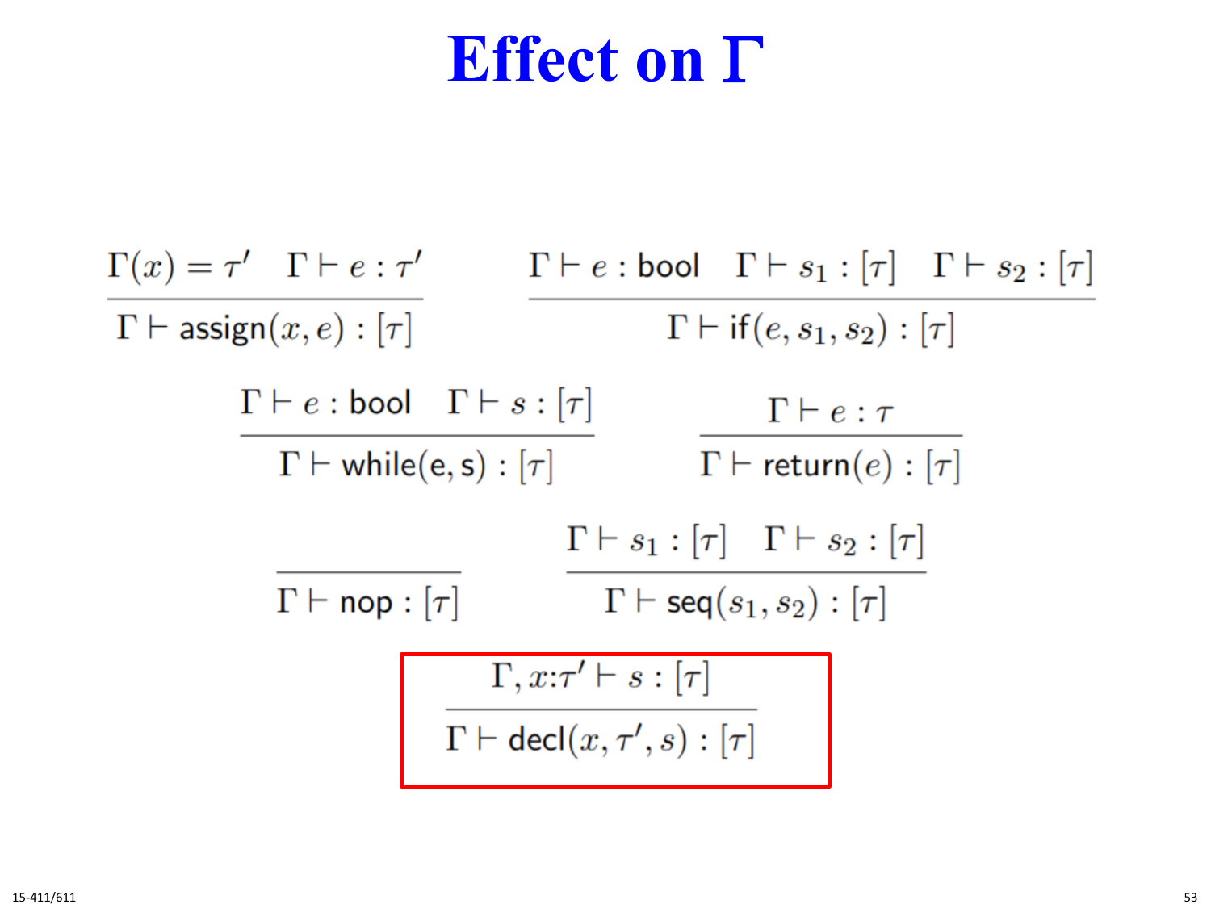# Effect on Γ

$$\frac{\Gamma(x) = \tau' \quad \Gamma \vdash e : \tau'}{\Gamma \vdash \mathsf{assign}(x, e) : [\tau]} \qquad \frac{\Gamma \vdash e : \mathsf{bool} \quad \Gamma \vdash s_1 : [\tau] \quad \Gamma \vdash s_2 : [\tau]}{\Gamma \vdash \mathsf{if}(e, s_1, s_2) : [\tau]}$$

$$\frac{\Gamma \vdash e : \mathsf{bool} \quad \Gamma \vdash s : [\tau]}{\Gamma \vdash \mathsf{while(e, s)} : [\tau]} \qquad \frac{\Gamma \vdash e : \tau}{\Gamma \vdash \mathsf{return}(e) : [\tau]}$$

$$\frac{}{\Gamma \vdash \mathsf{nop} : [\tau]} \qquad \frac{\Gamma \vdash s_1 : [\tau] \quad \Gamma \vdash s_2 : [\tau]}{\Gamma \vdash \mathsf{seq}(s_1, s_2) : [\tau]}$$

$$\frac{\Gamma, x{:}\tau' \vdash s : [\tau]}{\Gamma \vdash \mathsf{decl}(x, \tau', s) : [\tau]}$$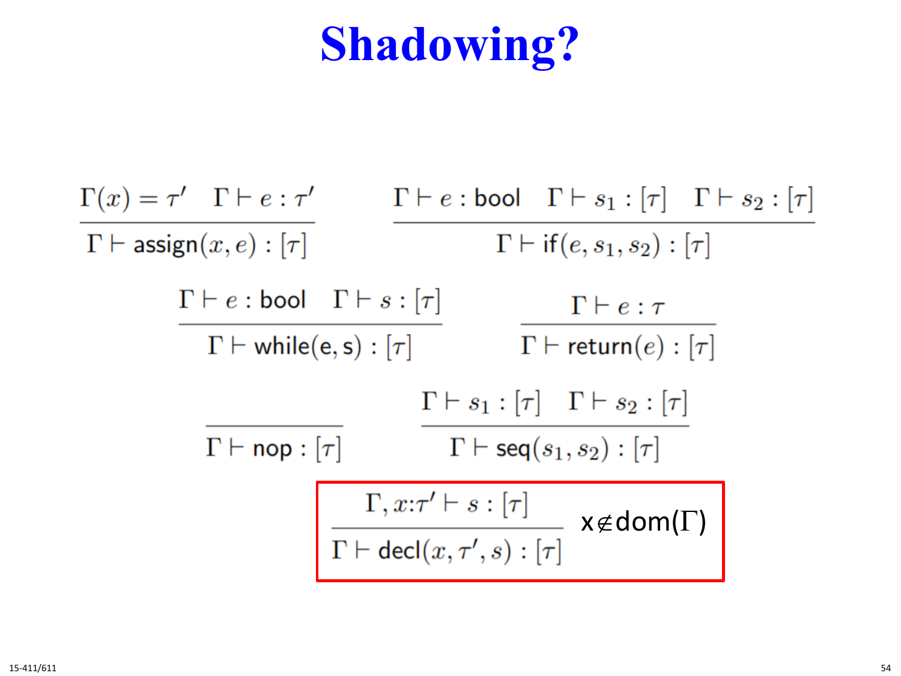# Shadowing?

$$\frac{\Gamma(x) = \tau' \quad \Gamma \vdash e : \tau'}{\Gamma \vdash \mathsf{assign}(x, e) : [\tau]}$$

$$\frac{\Gamma \vdash e : \mathsf{bool} \quad \Gamma \vdash s_1 : [\tau] \quad \Gamma \vdash s_2 : [\tau]}{\Gamma \vdash \mathsf{if}(e, s_1, s_2) : [\tau]}$$

$$\frac{\Gamma \vdash e : \mathsf{bool} \quad \Gamma \vdash s : [\tau]}{\Gamma \vdash \mathsf{while}(\mathsf{e}, \mathsf{s}) : [\tau]}$$

$$\frac{\Gamma \vdash e : \tau}{\Gamma \vdash \mathsf{return}(e) : [\tau]}$$

$$\frac{}{\Gamma \vdash \mathsf{nop} : [\tau]}$$

$$\frac{\Gamma \vdash s_1 : [\tau] \quad \Gamma \vdash s_2 : [\tau]}{\Gamma \vdash \mathsf{seq}(s_1, s_2) : [\tau]}$$

$$\frac{\Gamma, x{:}\tau' \vdash s : [\tau]}{\Gamma \vdash \mathsf{decl}(x, \tau', s) : [\tau]} \quad x \notin \mathrm{dom}(\Gamma)$$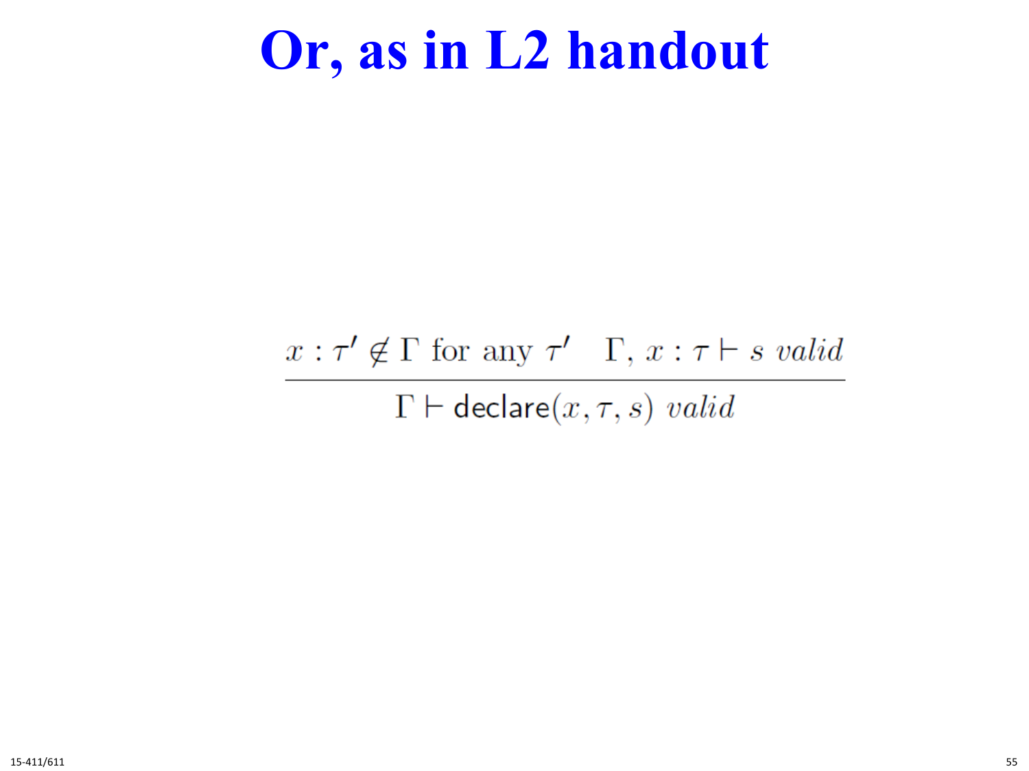# Or, as in L2 handout

$$\frac{x : \tau' \notin \Gamma \text{ for any } \tau' \quad \Gamma, x : \tau \vdash s \; \mathit{valid}}{\Gamma \vdash \mathsf{declare}(x, \tau, s) \; \mathit{valid}}$$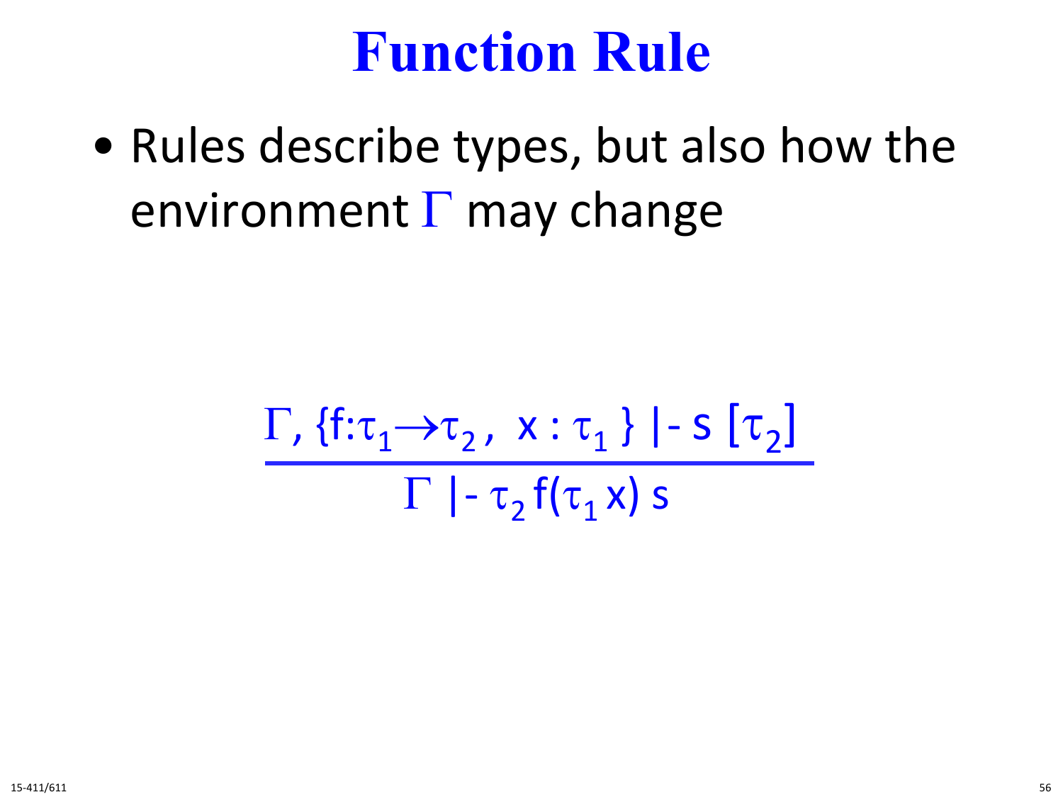# Function Rule

- Rules describe types, but also how the environment $\Gamma$ may change

$$\frac{\Gamma, \{f{:}\tau_1 \rightarrow \tau_2,\ x : \tau_1\} \mid\!- \ s\ [\tau_2]}{\Gamma \mid\!- \ \tau_2\, f(\tau_1\, x)\ s}$$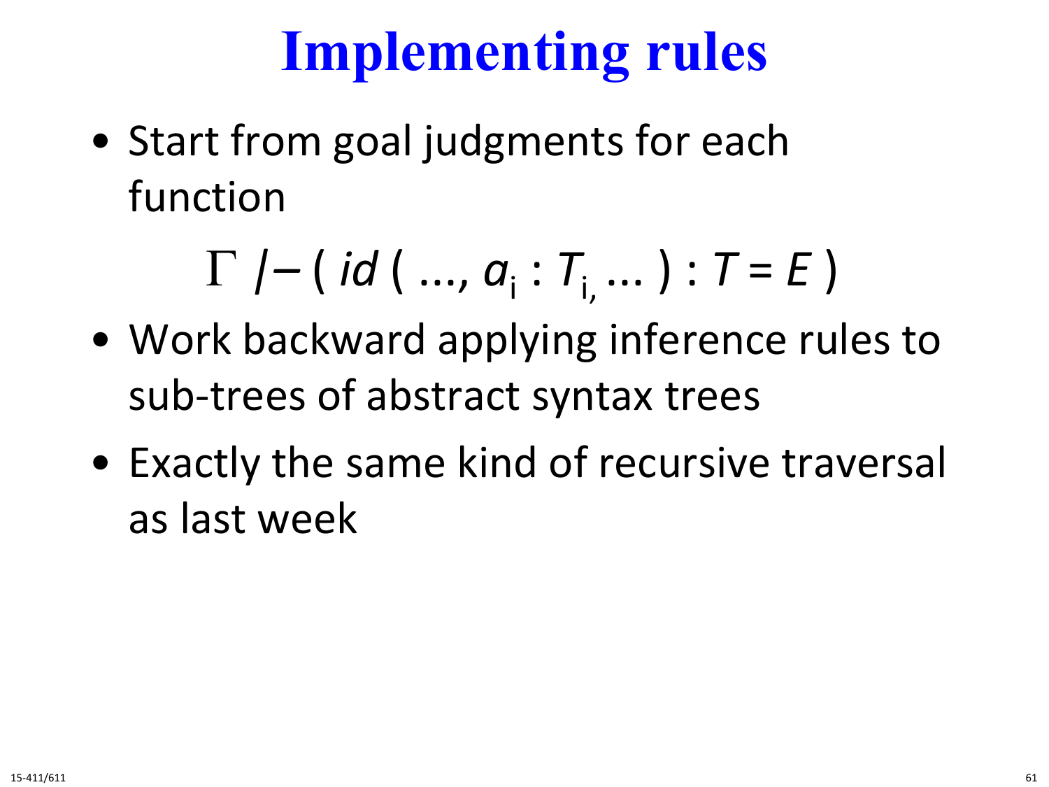# Implementing rules

- Start from goal judgments for each function

$$\Gamma \;|\!-\; (\, id\, (\, \ldots,\, a_i : T_{i,} \ldots\, ) : T = E\, )$$

- Work backward applying inference rules to sub-trees of abstract syntax trees
- Exactly the same kind of recursive traversal as last week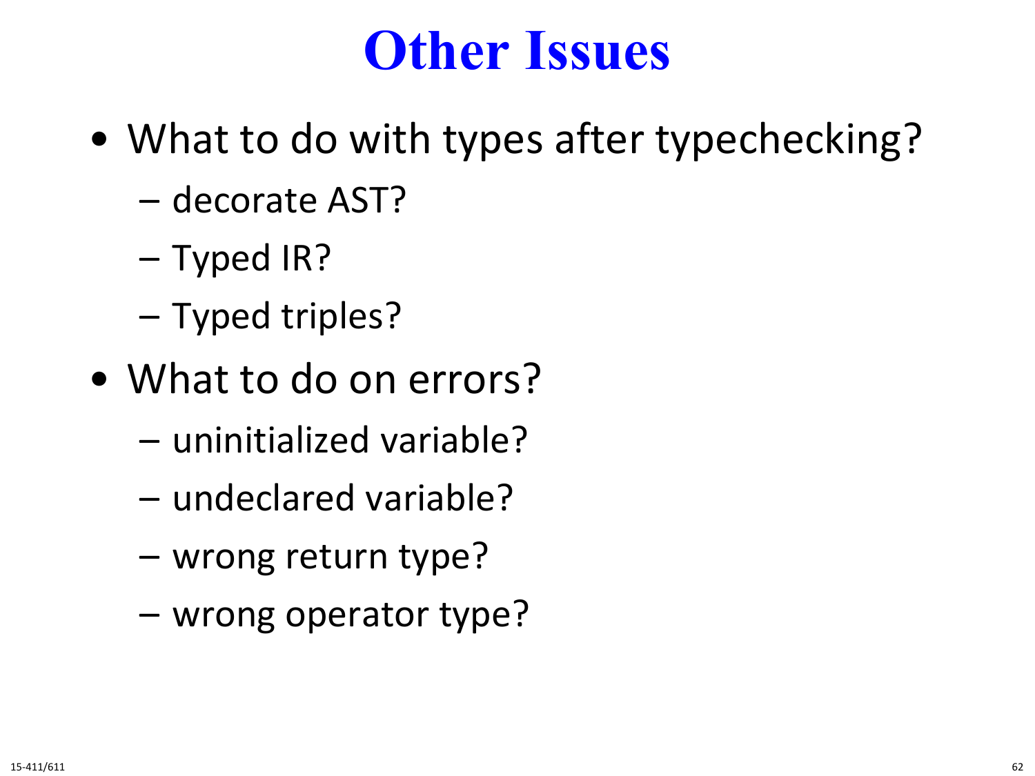# Other Issues

- What to do with types after typechecking?
  - decorate AST?
  - Typed IR?
  - Typed triples?
- What to do on errors?
  - uninitialized variable?
  - undeclared variable?
  - wrong return type?
  - wrong operator type?